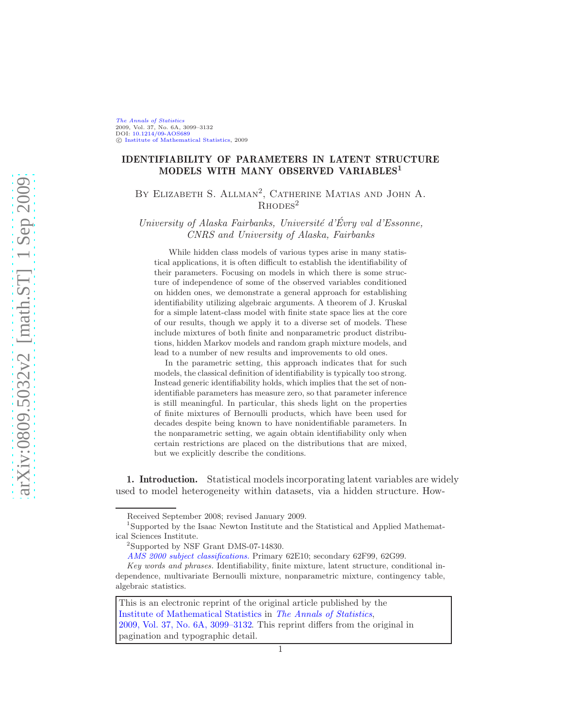# IDENTIFIABILITY OF PARAMETERS IN LATENT STRUCTURE MODELS WITH MANY OBSERVED VARIABLES[1]

By Elizabeth S. Allman[2], Catherine Matias and John A. Rhodes[2]

*University of Alaska Fairbanks, Université d'Évry val d'Essonne, CNRS and University of Alaska, Fairbanks*

While hidden class models of various types arise in many statistical applications, it is often difficult to establish the identifiability of their parameters. Focusing on models in which there is some structure of independence of some of the observed variables conditioned on hidden ones, we demonstrate a general approach for establishing identifiability utilizing algebraic arguments. A theorem of J. Kruskal for a simple latent-class model with finite state space lies at the core of our results, though we apply it to a diverse set of models. These include mixtures of both finite and nonparametric product distributions, hidden Markov models and random graph mixture models, and lead to a number of new results and improvements to old ones.

In the parametric setting, this approach indicates that for such models, the classical definition of identifiability is typically too strong. Instead generic identifiability holds, which implies that the set of nonidentifiable parameters has measure zero, so that parameter inference is still meaningful. In particular, this sheds light on the properties of finite mixtures of Bernoulli products, which have been used for decades despite being known to have nonidentifiable parameters. In the nonparametric setting, we again obtain identifiability only when certain restrictions are placed on the distributions that are mixed, but we explicitly describe the conditions.

**1. Introduction.** Statistical models incorporating latent variables are widely used to model heterogeneity within datasets, via a hidden structure. How-

---

Received September 2008; revised January 2009.

[1]Supported by the Isaac Newton Institute and the Statistical and Applied Mathematical Sciences Institute.

[2]Supported by NSF Grant DMS-07-14830.

*AMS 2000 subject classifications.* Primary 62E10; secondary 62F99, 62G99.

*Key words and phrases.* Identifiability, finite mixture, latent structure, conditional independence, multivariate Bernoulli mixture, nonparametric mixture, contingency table, algebraic statistics.

This is an electronic reprint of the original article published by the Institute of Mathematical Statistics in *The Annals of Statistics*, 2009, Vol. 37, No. 6A, 3099–3132. This reprint differs from the original in pagination and typographic detail.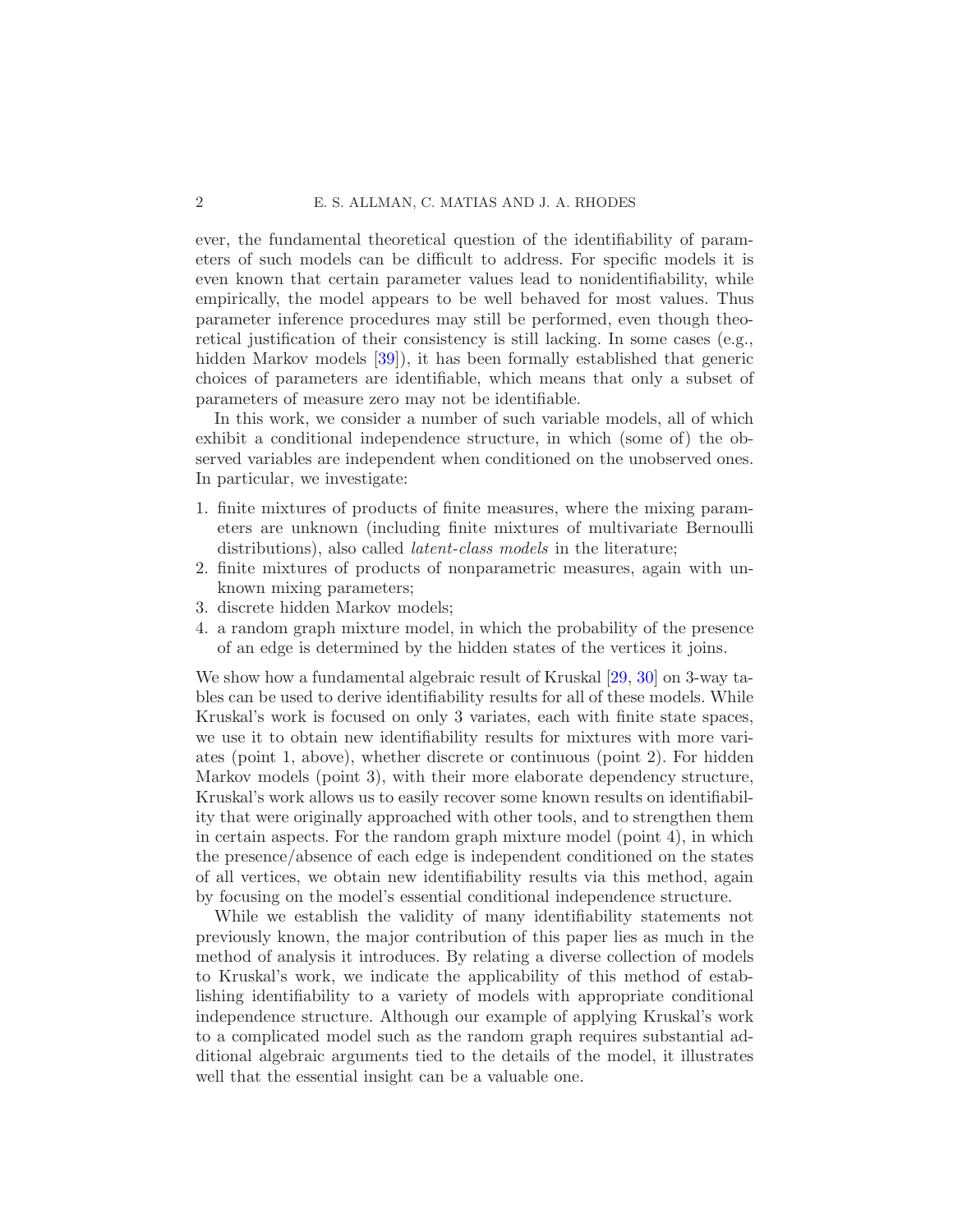ever, the fundamental theoretical question of the identifiability of parameters of such models can be difficult to address. For specific models it is even known that certain parameter values lead to nonidentifiability, while empirically, the model appears to be well behaved for most values. Thus parameter inference procedures may still be performed, even though theoretical justification of their consistency is still lacking. In some cases (e.g., hidden Markov models [39]), it has been formally established that generic choices of parameters are identifiable, which means that only a subset of parameters of measure zero may not be identifiable.

In this work, we consider a number of such variable models, all of which exhibit a conditional independence structure, in which (some of) the observed variables are independent when conditioned on the unobserved ones. In particular, we investigate:

1. finite mixtures of products of finite measures, where the mixing parameters are unknown (including finite mixtures of multivariate Bernoulli distributions), also called *latent-class models* in the literature;
2. finite mixtures of products of nonparametric measures, again with unknown mixing parameters;
3. discrete hidden Markov models;
4. a random graph mixture model, in which the probability of the presence of an edge is determined by the hidden states of the vertices it joins.

We show how a fundamental algebraic result of Kruskal [29, 30] on 3-way tables can be used to derive identifiability results for all of these models. While Kruskal's work is focused on only 3 variates, each with finite state spaces, we use it to obtain new identifiability results for mixtures with more variates (point 1, above), whether discrete or continuous (point 2). For hidden Markov models (point 3), with their more elaborate dependency structure, Kruskal's work allows us to easily recover some known results on identifiability that were originally approached with other tools, and to strengthen them in certain aspects. For the random graph mixture model (point 4), in which the presence/absence of each edge is independent conditioned on the states of all vertices, we obtain new identifiability results via this method, again by focusing on the model's essential conditional independence structure.

While we establish the validity of many identifiability statements not previously known, the major contribution of this paper lies as much in the method of analysis it introduces. By relating a diverse collection of models to Kruskal's work, we indicate the applicability of this method of establishing identifiability to a variety of models with appropriate conditional independence structure. Although our example of applying Kruskal's work to a complicated model such as the random graph requires substantial additional algebraic arguments tied to the details of the model, it illustrates well that the essential insight can be a valuable one.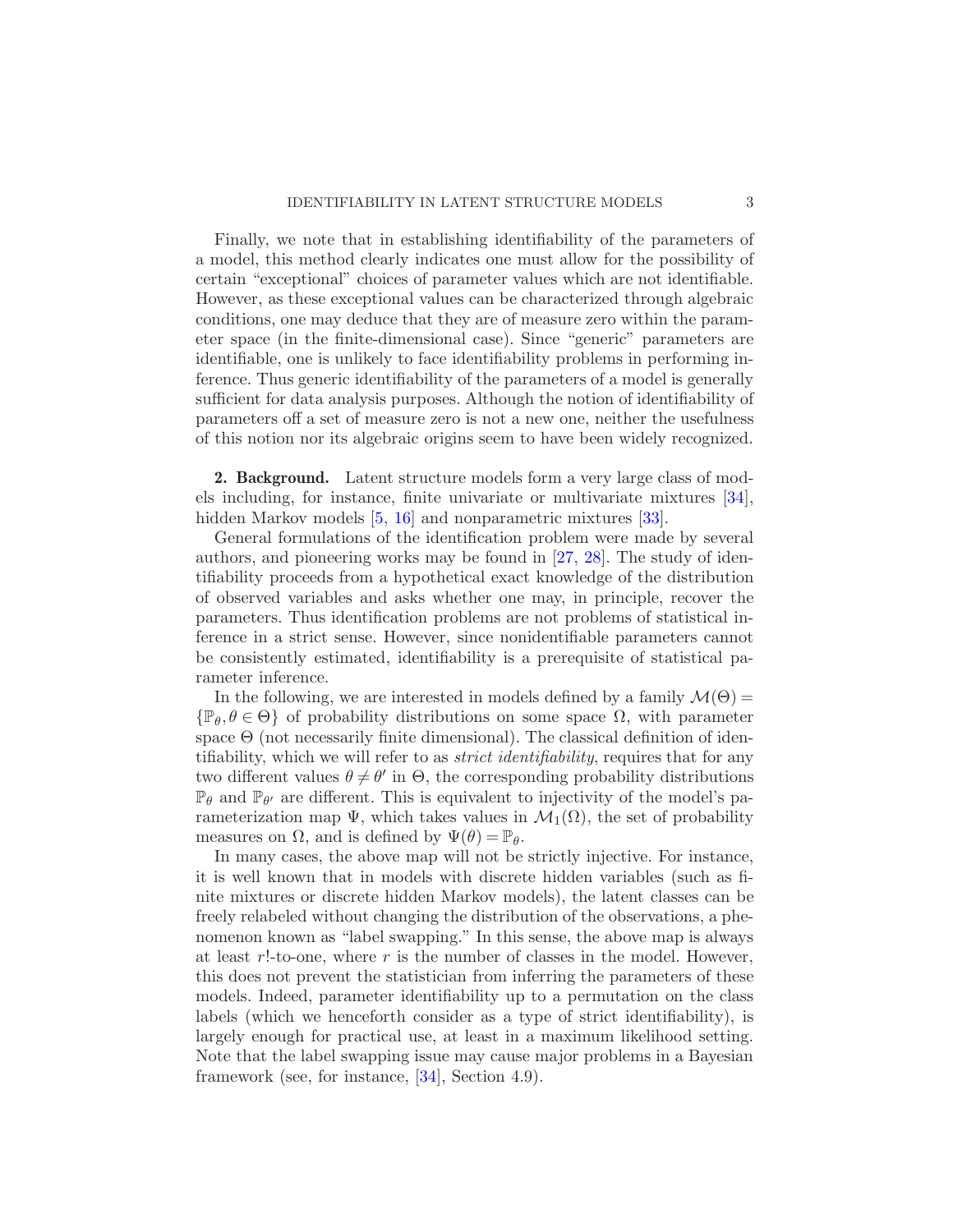Finally, we note that in establishing identifiability of the parameters of a model, this method clearly indicates one must allow for the possibility of certain "exceptional" choices of parameter values which are not identifiable. However, as these exceptional values can be characterized through algebraic conditions, one may deduce that they are of measure zero within the parameter space (in the finite-dimensional case). Since "generic" parameters are identifiable, one is unlikely to face identifiability problems in performing inference. Thus generic identifiability of the parameters of a model is generally sufficient for data analysis purposes. Although the notion of identifiability of parameters off a set of measure zero is not a new one, neither the usefulness of this notion nor its algebraic origins seem to have been widely recognized.

## 2. Background.

Latent structure models form a very large class of models including, for instance, finite univariate or multivariate mixtures [34], hidden Markov models [5, 16] and nonparametric mixtures [33].

General formulations of the identification problem were made by several authors, and pioneering works may be found in [27, 28]. The study of identifiability proceeds from a hypothetical exact knowledge of the distribution of observed variables and asks whether one may, in principle, recover the parameters. Thus identification problems are not problems of statistical inference in a strict sense. However, since nonidentifiable parameters cannot be consistently estimated, identifiability is a prerequisite of statistical parameter inference.

In the following, we are interested in models defined by a family $\mathcal{M}(\Theta) = \{\mathbb{P}_\theta, \theta \in \Theta\}$ of probability distributions on some space $\Omega$, with parameter space $\Theta$ (not necessarily finite dimensional). The classical definition of identifiability, which we will refer to as *strict identifiability*, requires that for any two different values $\theta \neq \theta'$ in $\Theta$, the corresponding probability distributions $\mathbb{P}_\theta$ and $\mathbb{P}_{\theta'}$ are different. This is equivalent to injectivity of the model's parameterization map $\Psi$, which takes values in $\mathcal{M}_1(\Omega)$, the set of probability measures on $\Omega$, and is defined by $\Psi(\theta) = \mathbb{P}_\theta$.

In many cases, the above map will not be strictly injective. For instance, it is well known that in models with discrete hidden variables (such as finite mixtures or discrete hidden Markov models), the latent classes can be freely relabeled without changing the distribution of the observations, a phenomenon known as "label swapping." In this sense, the above map is always at least $r!$-to-one, where $r$ is the number of classes in the model. However, this does not prevent the statistician from inferring the parameters of these models. Indeed, parameter identifiability up to a permutation on the class labels (which we henceforth consider as a type of strict identifiability), is largely enough for practical use, at least in a maximum likelihood setting. Note that the label swapping issue may cause major problems in a Bayesian framework (see, for instance, [34], Section 4.9).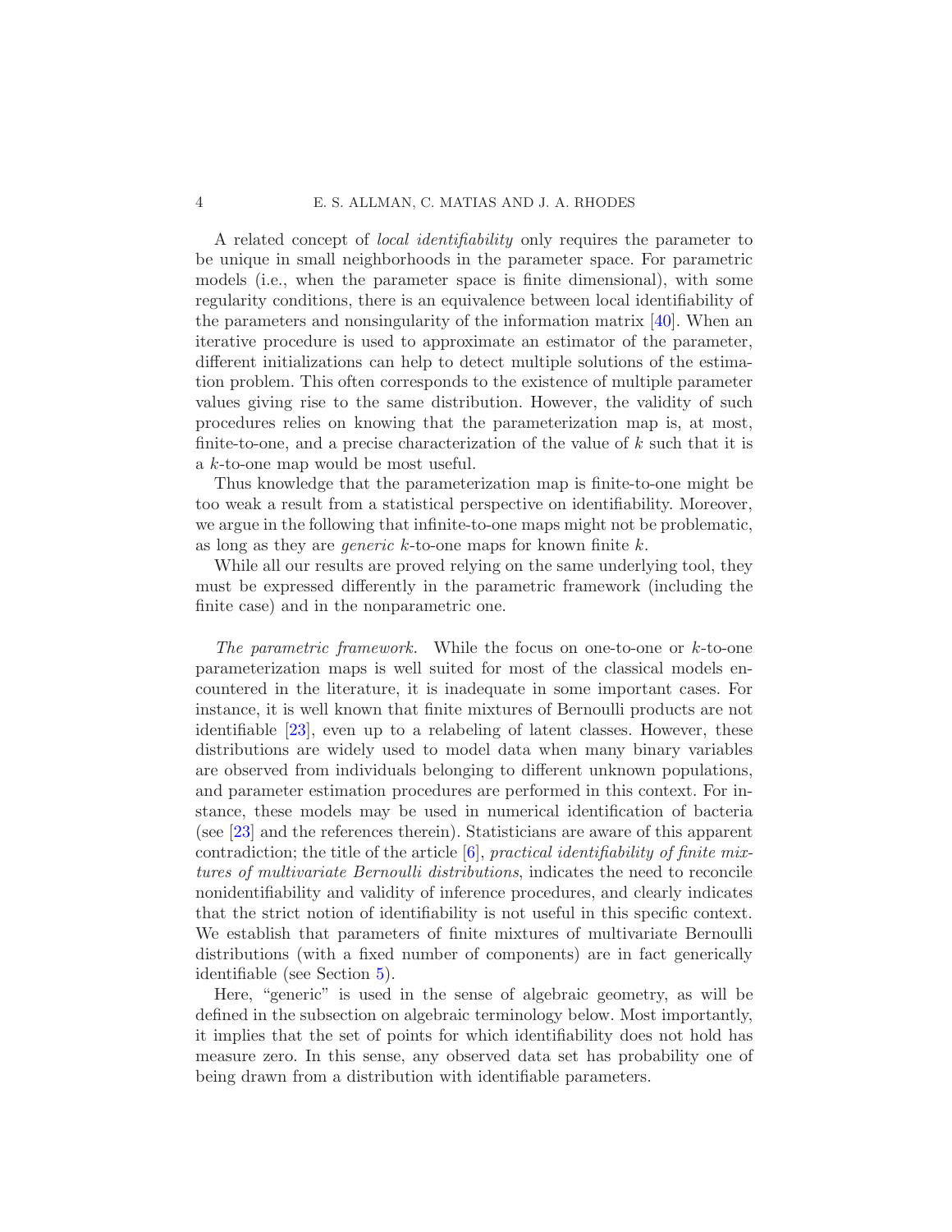A related concept of *local identifiability* only requires the parameter to be unique in small neighborhoods in the parameter space. For parametric models (i.e., when the parameter space is finite dimensional), with some regularity conditions, there is an equivalence between local identifiability of the parameters and nonsingularity of the information matrix [40]. When an iterative procedure is used to approximate an estimator of the parameter, different initializations can help to detect multiple solutions of the estimation problem. This often corresponds to the existence of multiple parameter values giving rise to the same distribution. However, the validity of such procedures relies on knowing that the parameterization map is, at most, finite-to-one, and a precise characterization of the value of $k$ such that it is a $k$-to-one map would be most useful.

Thus knowledge that the parameterization map is finite-to-one might be too weak a result from a statistical perspective on identifiability. Moreover, we argue in the following that infinite-to-one maps might not be problematic, as long as they are *generic* $k$-to-one maps for known finite $k$.

While all our results are proved relying on the same underlying tool, they must be expressed differently in the parametric framework (including the finite case) and in the nonparametric one.

*The parametric framework.* While the focus on one-to-one or $k$-to-one parameterization maps is well suited for most of the classical models encountered in the literature, it is inadequate in some important cases. For instance, it is well known that finite mixtures of Bernoulli products are not identifiable [23], even up to a relabeling of latent classes. However, these distributions are widely used to model data when many binary variables are observed from individuals belonging to different unknown populations, and parameter estimation procedures are performed in this context. For instance, these models may be used in numerical identification of bacteria (see [23] and the references therein). Statisticians are aware of this apparent contradiction; the title of the article [6], *practical identifiability of finite mixtures of multivariate Bernoulli distributions*, indicates the need to reconcile nonidentifiability and validity of inference procedures, and clearly indicates that the strict notion of identifiability is not useful in this specific context. We establish that parameters of finite mixtures of multivariate Bernoulli distributions (with a fixed number of components) are in fact generically identifiable (see Section 5).

Here, "generic" is used in the sense of algebraic geometry, as will be defined in the subsection on algebraic terminology below. Most importantly, it implies that the set of points for which identifiability does not hold has measure zero. In this sense, any observed data set has probability one of being drawn from a distribution with identifiable parameters.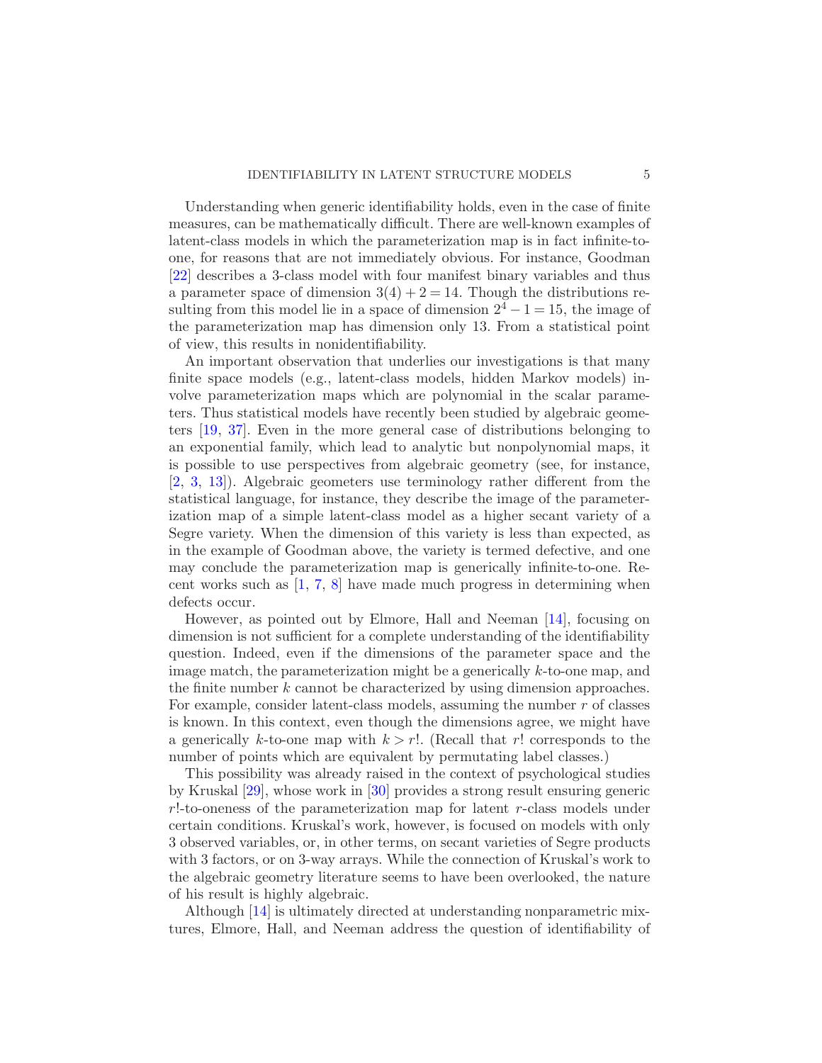Understanding when generic identifiability holds, even in the case of finite measures, can be mathematically difficult. There are well-known examples of latent-class models in which the parameterization map is in fact infinite-to-one, for reasons that are not immediately obvious. For instance, Goodman [22] describes a 3-class model with four manifest binary variables and thus a parameter space of dimension $3(4) + 2 = 14$. Though the distributions resulting from this model lie in a space of dimension $2^4 - 1 = 15$, the image of the parameterization map has dimension only 13. From a statistical point of view, this results in nonidentifiability.

An important observation that underlies our investigations is that many finite space models (e.g., latent-class models, hidden Markov models) involve parameterization maps which are polynomial in the scalar parameters. Thus statistical models have recently been studied by algebraic geometers [19, 37]. Even in the more general case of distributions belonging to an exponential family, which lead to analytic but nonpolynomial maps, it is possible to use perspectives from algebraic geometry (see, for instance, [2, 3, 13]). Algebraic geometers use terminology rather different from the statistical language, for instance, they describe the image of the parameterization map of a simple latent-class model as a higher secant variety of a Segre variety. When the dimension of this variety is less than expected, as in the example of Goodman above, the variety is termed defective, and one may conclude the parameterization map is generically infinite-to-one. Recent works such as [1, 7, 8] have made much progress in determining when defects occur.

However, as pointed out by Elmore, Hall and Neeman [14], focusing on dimension is not sufficient for a complete understanding of the identifiability question. Indeed, even if the dimensions of the parameter space and the image match, the parameterization might be a generically $k$-to-one map, and the finite number $k$ cannot be characterized by using dimension approaches. For example, consider latent-class models, assuming the number $r$ of classes is known. In this context, even though the dimensions agree, we might have a generically $k$-to-one map with $k > r!$. (Recall that $r!$ corresponds to the number of points which are equivalent by permutating label classes.)

This possibility was already raised in the context of psychological studies by Kruskal [29], whose work in [30] provides a strong result ensuring generic $r!$-to-oneness of the parameterization map for latent $r$-class models under certain conditions. Kruskal's work, however, is focused on models with only 3 observed variables, or, in other terms, on secant varieties of Segre products with 3 factors, or on 3-way arrays. While the connection of Kruskal's work to the algebraic geometry literature seems to have been overlooked, the nature of his result is highly algebraic.

Although [14] is ultimately directed at understanding nonparametric mixtures, Elmore, Hall, and Neeman address the question of identifiability of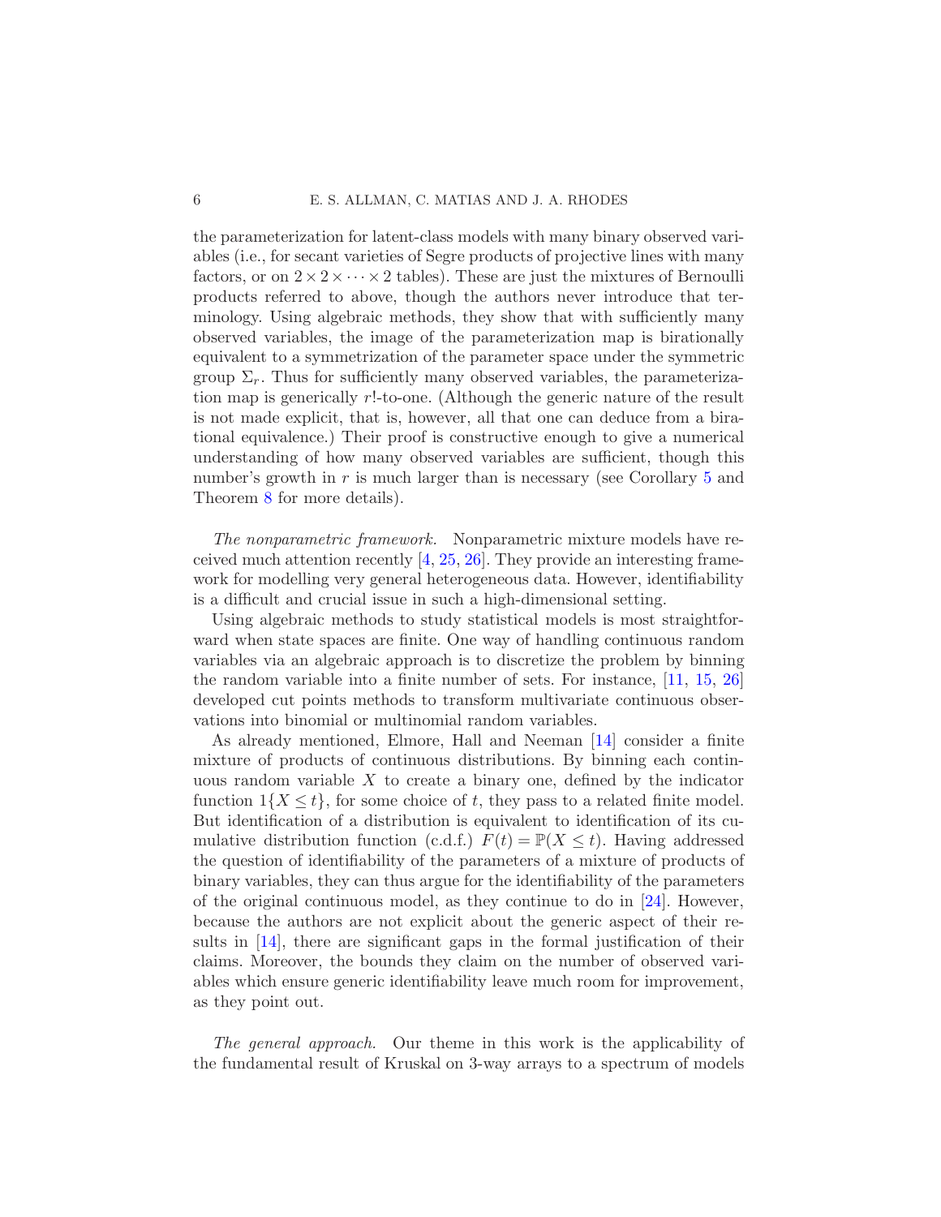the parameterization for latent-class models with many binary observed variables (i.e., for secant varieties of Segre products of projective lines with many factors, or on $2 \times 2 \times \cdots \times 2$ tables). These are just the mixtures of Bernoulli products referred to above, though the authors never introduce that terminology. Using algebraic methods, they show that with sufficiently many observed variables, the image of the parameterization map is birationally equivalent to a symmetrization of the parameter space under the symmetric group $\Sigma_r$. Thus for sufficiently many observed variables, the parameterization map is generically $r!$-to-one. (Although the generic nature of the result is not made explicit, that is, however, all that one can deduce from a birational equivalence.) Their proof is constructive enough to give a numerical understanding of how many observed variables are sufficient, though this number's growth in $r$ is much larger than is necessary (see Corollary 5 and Theorem 8 for more details).

*The nonparametric framework.* Nonparametric mixture models have received much attention recently [4, 25, 26]. They provide an interesting framework for modelling very general heterogeneous data. However, identifiability is a difficult and crucial issue in such a high-dimensional setting.

Using algebraic methods to study statistical models is most straightforward when state spaces are finite. One way of handling continuous random variables via an algebraic approach is to discretize the problem by binning the random variable into a finite number of sets. For instance, [11, 15, 26] developed cut points methods to transform multivariate continuous observations into binomial or multinomial random variables.

As already mentioned, Elmore, Hall and Neeman [14] consider a finite mixture of products of continuous distributions. By binning each continuous random variable $X$ to create a binary one, defined by the indicator function $1\{X \leq t\}$, for some choice of $t$, they pass to a related finite model. But identification of a distribution is equivalent to identification of its cumulative distribution function (c.d.f.) $F(t) = \mathbb{P}(X \leq t)$. Having addressed the question of identifiability of the parameters of a mixture of products of binary variables, they can thus argue for the identifiability of the parameters of the original continuous model, as they continue to do in [24]. However, because the authors are not explicit about the generic aspect of their results in [14], there are significant gaps in the formal justification of their claims. Moreover, the bounds they claim on the number of observed variables which ensure generic identifiability leave much room for improvement, as they point out.

*The general approach.* Our theme in this work is the applicability of the fundamental result of Kruskal on 3-way arrays to a spectrum of models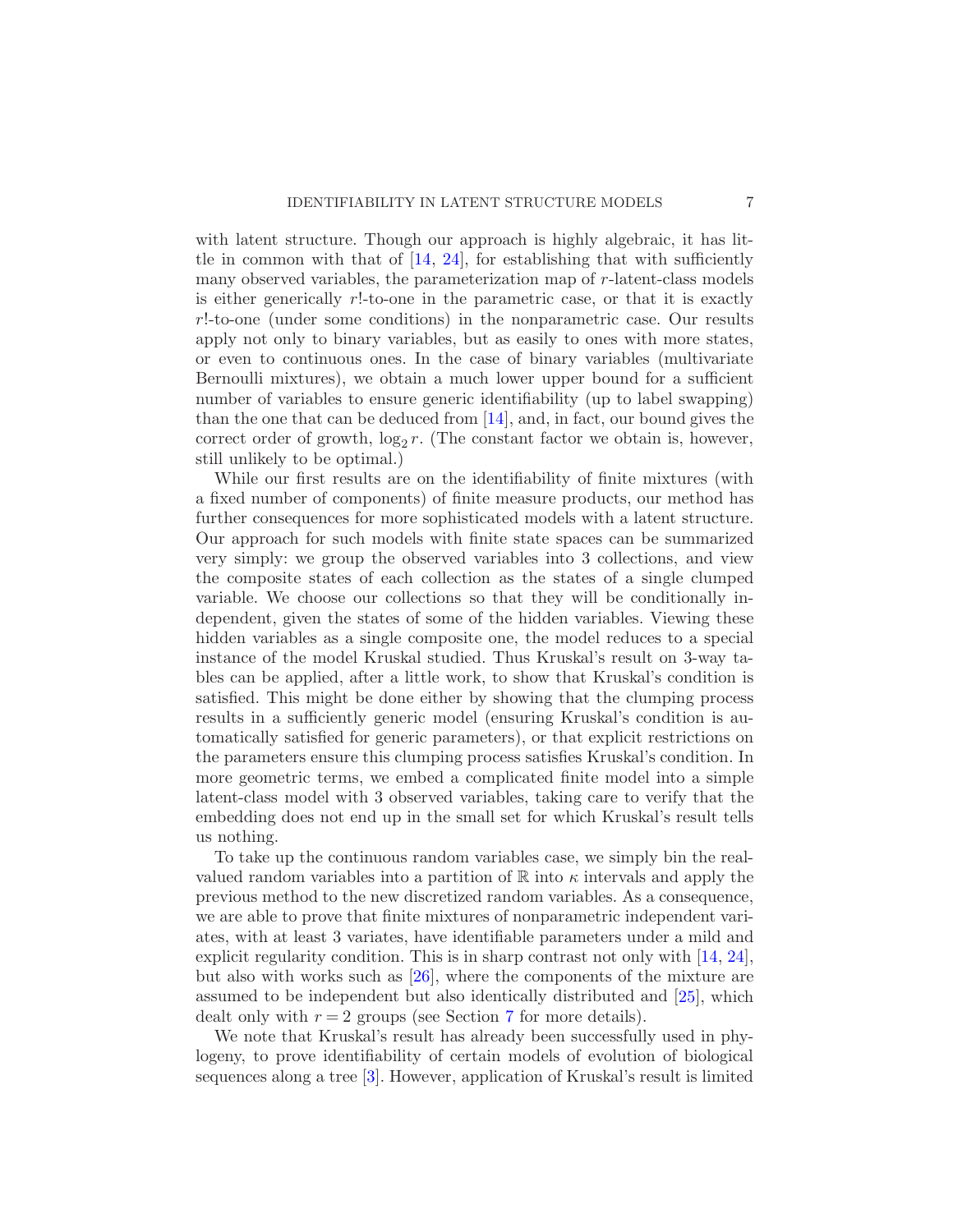with latent structure. Though our approach is highly algebraic, it has little in common with that of [14, 24], for establishing that with sufficiently many observed variables, the parameterization map of $r$-latent-class models is either generically $r!$-to-one in the parametric case, or that it is exactly $r!$-to-one (under some conditions) in the nonparametric case. Our results apply not only to binary variables, but as easily to ones with more states, or even to continuous ones. In the case of binary variables (multivariate Bernoulli mixtures), we obtain a much lower upper bound for a sufficient number of variables to ensure generic identifiability (up to label swapping) than the one that can be deduced from [14], and, in fact, our bound gives the correct order of growth, $\log_2 r$. (The constant factor we obtain is, however, still unlikely to be optimal.)

While our first results are on the identifiability of finite mixtures (with a fixed number of components) of finite measure products, our method has further consequences for more sophisticated models with a latent structure. Our approach for such models with finite state spaces can be summarized very simply: we group the observed variables into 3 collections, and view the composite states of each collection as the states of a single clumped variable. We choose our collections so that they will be conditionally independent, given the states of some of the hidden variables. Viewing these hidden variables as a single composite one, the model reduces to a special instance of the model Kruskal studied. Thus Kruskal's result on 3-way tables can be applied, after a little work, to show that Kruskal's condition is satisfied. This might be done either by showing that the clumping process results in a sufficiently generic model (ensuring Kruskal's condition is automatically satisfied for generic parameters), or that explicit restrictions on the parameters ensure this clumping process satisfies Kruskal's condition. In more geometric terms, we embed a complicated finite model into a simple latent-class model with 3 observed variables, taking care to verify that the embedding does not end up in the small set for which Kruskal's result tells us nothing.

To take up the continuous random variables case, we simply bin the real-valued random variables into a partition of $\mathbb{R}$ into $\kappa$ intervals and apply the previous method to the new discretized random variables. As a consequence, we are able to prove that finite mixtures of nonparametric independent variates, with at least 3 variates, have identifiable parameters under a mild and explicit regularity condition. This is in sharp contrast not only with [14, 24], but also with works such as [26], where the components of the mixture are assumed to be independent but also identically distributed and [25], which dealt only with $r = 2$ groups (see Section 7 for more details).

We note that Kruskal's result has already been successfully used in phylogeny, to prove identifiability of certain models of evolution of biological sequences along a tree [3]. However, application of Kruskal's result is limited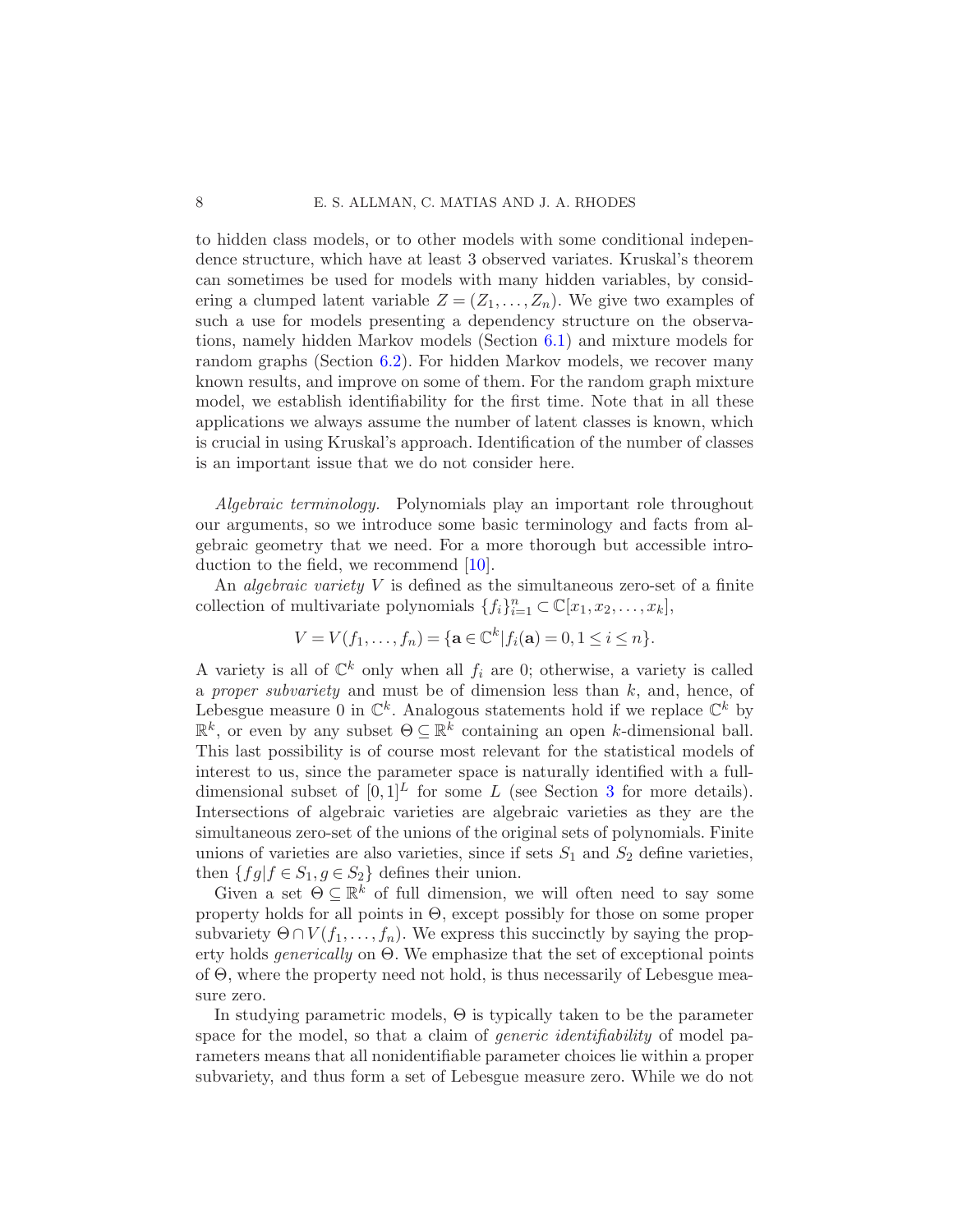to hidden class models, or to other models with some conditional independence structure, which have at least 3 observed variates. Kruskal's theorem can sometimes be used for models with many hidden variables, by considering a clumped latent variable $Z = (Z_1, \dots, Z_n)$. We give two examples of such a use for models presenting a dependency structure on the observations, namely hidden Markov models (Section 6.1) and mixture models for random graphs (Section 6.2). For hidden Markov models, we recover many known results, and improve on some of them. For the random graph mixture model, we establish identifiability for the first time. Note that in all these applications we always assume the number of latent classes is known, which is crucial in using Kruskal's approach. Identification of the number of classes is an important issue that we do not consider here.

*Algebraic terminology.* Polynomials play an important role throughout our arguments, so we introduce some basic terminology and facts from algebraic geometry that we need. For a more thorough but accessible introduction to the field, we recommend [10].

An *algebraic variety* $V$ is defined as the simultaneous zero-set of a finite collection of multivariate polynomials $\{f_i\}_{i=1}^n \subset \mathbb{C}[x_1, x_2, \dots, x_k]$,

$$V = V(f_1, \dots, f_n) = \{\mathbf{a} \in \mathbb{C}^k | f_i(\mathbf{a}) = 0, 1 \le i \le n\}.$$

A variety is all of $\mathbb{C}^k$ only when all $f_i$ are 0; otherwise, a variety is called a *proper subvariety* and must be of dimension less than $k$, and, hence, of Lebesgue measure 0 in $\mathbb{C}^k$. Analogous statements hold if we replace $\mathbb{C}^k$ by $\mathbb{R}^k$, or even by any subset $\Theta \subseteq \mathbb{R}^k$ containing an open $k$-dimensional ball. This last possibility is of course most relevant for the statistical models of interest to us, since the parameter space is naturally identified with a full-dimensional subset of $[0,1]^L$ for some $L$ (see Section 3 for more details). Intersections of algebraic varieties are algebraic varieties as they are the simultaneous zero-set of the unions of the original sets of polynomials. Finite unions of varieties are also varieties, since if sets $S_1$ and $S_2$ define varieties, then $\{fg | f \in S_1, g \in S_2\}$ defines their union.

Given a set $\Theta \subseteq \mathbb{R}^k$ of full dimension, we will often need to say some property holds for all points in $\Theta$, except possibly for those on some proper subvariety $\Theta \cap V(f_1, \dots, f_n)$. We express this succinctly by saying the property holds *generically* on $\Theta$. We emphasize that the set of exceptional points of $\Theta$, where the property need not hold, is thus necessarily of Lebesgue measure zero.

In studying parametric models, $\Theta$ is typically taken to be the parameter space for the model, so that a claim of *generic identifiability* of model parameters means that all nonidentifiable parameter choices lie within a proper subvariety, and thus form a set of Lebesgue measure zero. While we do not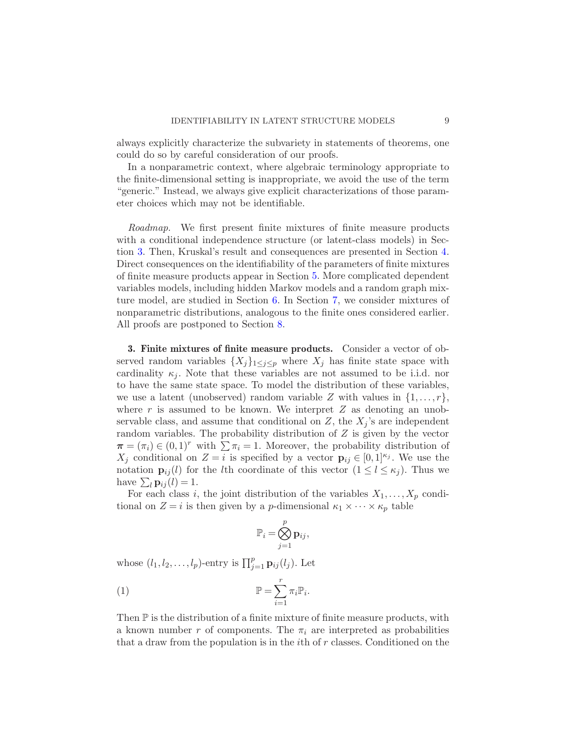always explicitly characterize the subvariety in statements of theorems, one could do so by careful consideration of our proofs.

In a nonparametric context, where algebraic terminology appropriate to the finite-dimensional setting is inappropriate, we avoid the use of the term "generic." Instead, we always give explicit characterizations of those parameter choices which may not be identifiable.

*Roadmap.* We first present finite mixtures of finite measure products with a conditional independence structure (or latent-class models) in Section 3. Then, Kruskal's result and consequences are presented in Section 4. Direct consequences on the identifiability of the parameters of finite mixtures of finite measure products appear in Section 5. More complicated dependent variables models, including hidden Markov models and a random graph mixture model, are studied in Section 6. In Section 7, we consider mixtures of nonparametric distributions, analogous to the finite ones considered earlier. All proofs are postponed to Section 8.

## 3. Finite mixtures of finite measure products.

Consider a vector of observed random variables $\{X_j\}_{1\le j\le p}$ where $X_j$ has finite state space with cardinality $\kappa_j$. Note that these variables are not assumed to be i.i.d. nor to have the same state space. To model the distribution of these variables, we use a latent (unobserved) random variable $Z$ with values in $\{1,\dots,r\}$, where $r$ is assumed to be known. We interpret $Z$ as denoting an unobservable class, and assume that conditional on $Z$, the $X_j$'s are independent random variables. The probability distribution of $Z$ is given by the vector $\boldsymbol{\pi} = (\pi_i) \in (0,1)^r$ with $\sum \pi_i = 1$. Moreover, the probability distribution of $X_j$ conditional on $Z = i$ is specified by a vector $\mathbf{p}_{ij} \in [0,1]^{\kappa_j}$. We use the notation $\mathbf{p}_{ij}(l)$ for the $l$th coordinate of this vector $(1 \le l \le \kappa_j)$. Thus we have $\sum_l \mathbf{p}_{ij}(l) = 1$.

For each class $i$, the joint distribution of the variables $X_1,\dots,X_p$ conditional on $Z = i$ is then given by a $p$-dimensional $\kappa_1 \times \cdots \times \kappa_p$ table

$$\mathbb{P}_i = \bigotimes_{j=1}^{p} \mathbf{p}_{ij},$$

whose $(l_1, l_2, \dots, l_p)$-entry is $\prod_{j=1}^{p} \mathbf{p}_{ij}(l_j)$. Let

$$\mathbb{P} = \sum_{i=1}^{r} \pi_i \mathbb{P}_i. \tag{1}$$

Then $\mathbb{P}$ is the distribution of a finite mixture of finite measure products, with a known number $r$ of components. The $\pi_i$ are interpreted as probabilities that a draw from the population is in the $i$th of $r$ classes. Conditioned on the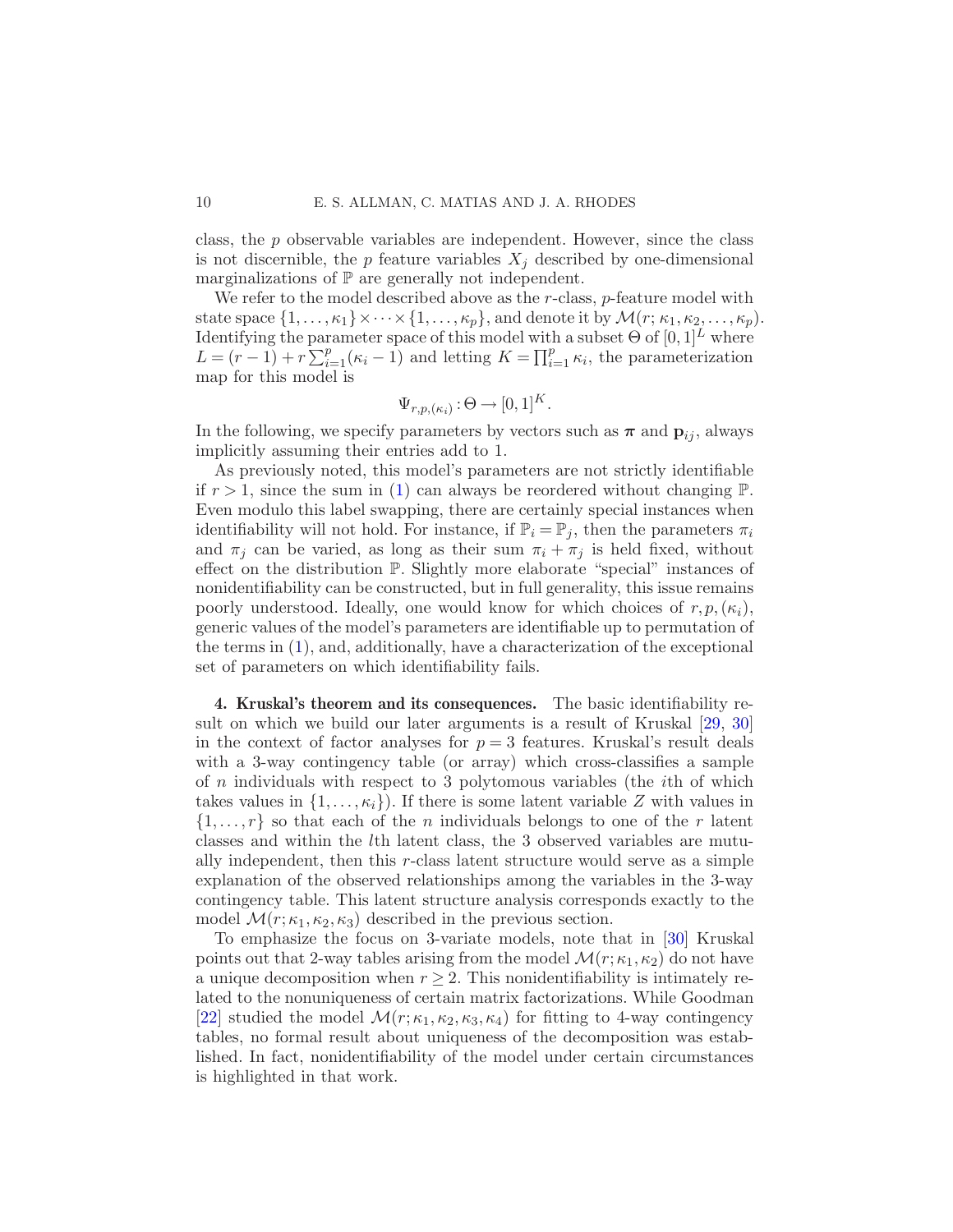class, the $p$ observable variables are independent. However, since the class is not discernible, the $p$ feature variables $X_j$ described by one-dimensional marginalizations of $\mathbb{P}$ are generally not independent.

We refer to the model described above as the $r$-class, $p$-feature model with state space $\{1,\dots,\kappa_1\}\times\cdots\times\{1,\dots,\kappa_p\}$, and denote it by $\mathcal{M}(r;\kappa_1,\kappa_2,\dots,\kappa_p)$. Identifying the parameter space of this model with a subset $\Theta$ of $[0,1]^L$ where $L=(r-1)+r\sum_{i=1}^p(\kappa_i-1)$ and letting $K=\prod_{i=1}^p\kappa_i$, the parameterization map for this model is

$$\Psi_{r,p,(\kappa_i)}:\Theta\to[0,1]^K.$$

In the following, we specify parameters by vectors such as $\boldsymbol{\pi}$ and $\mathbf{p}_{ij}$, always implicitly assuming their entries add to 1.

As previously noted, this model's parameters are not strictly identifiable if $r>1$, since the sum in (1) can always be reordered without changing $\mathbb{P}$. Even modulo this label swapping, there are certainly special instances when identifiability will not hold. For instance, if $\mathbb{P}_i=\mathbb{P}_j$, then the parameters $\pi_i$ and $\pi_j$ can be varied, as long as their sum $\pi_i+\pi_j$ is held fixed, without effect on the distribution $\mathbb{P}$. Slightly more elaborate "special" instances of nonidentifiability can be constructed, but in full generality, this issue remains poorly understood. Ideally, one would know for which choices of $r,p,(\kappa_i)$, generic values of the model's parameters are identifiable up to permutation of the terms in (1), and, additionally, have a characterization of the exceptional set of parameters on which identifiability fails.

**4. Kruskal's theorem and its consequences.** The basic identifiability result on which we build our later arguments is a result of Kruskal [29, 30] in the context of factor analyses for $p=3$ features. Kruskal's result deals with a 3-way contingency table (or array) which cross-classifies a sample of $n$ individuals with respect to 3 polytomous variables (the $i$th of which takes values in $\{1,\dots,\kappa_i\}$). If there is some latent variable $Z$ with values in $\{1,\dots,r\}$ so that each of the $n$ individuals belongs to one of the $r$ latent classes and within the $l$th latent class, the 3 observed variables are mutually independent, then this $r$-class latent structure would serve as a simple explanation of the observed relationships among the variables in the 3-way contingency table. This latent structure analysis corresponds exactly to the model $\mathcal{M}(r;\kappa_1,\kappa_2,\kappa_3)$ described in the previous section.

To emphasize the focus on 3-variate models, note that in [30] Kruskal points out that 2-way tables arising from the model $\mathcal{M}(r;\kappa_1,\kappa_2)$ do not have a unique decomposition when $r\ge 2$. This nonidentifiability is intimately related to the nonuniqueness of certain matrix factorizations. While Goodman [22] studied the model $\mathcal{M}(r;\kappa_1,\kappa_2,\kappa_3,\kappa_4)$ for fitting to 4-way contingency tables, no formal result about uniqueness of the decomposition was established. In fact, nonidentifiability of the model under certain circumstances is highlighted in that work.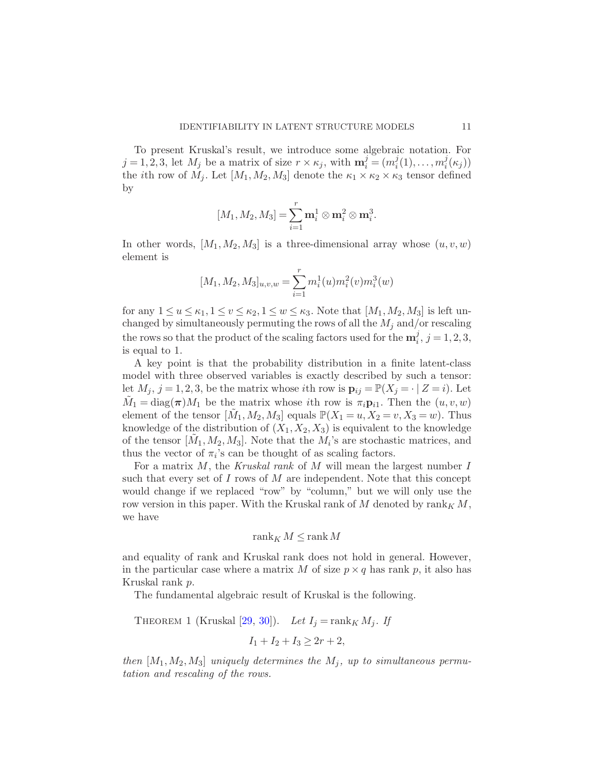To present Kruskal's result, we introduce some algebraic notation. For $j = 1, 2, 3$, let $M_j$ be a matrix of size $r \times \kappa_j$, with $\mathbf{m}_i^j = (m_i^j(1), \ldots, m_i^j(\kappa_j))$ the $i$th row of $M_j$. Let $[M_1, M_2, M_3]$ denote the $\kappa_1 \times \kappa_2 \times \kappa_3$ tensor defined by

$$[M_1, M_2, M_3] = \sum_{i=1}^{r} \mathbf{m}_i^1 \otimes \mathbf{m}_i^2 \otimes \mathbf{m}_i^3.$$

In other words, $[M_1, M_2, M_3]$ is a three-dimensional array whose $(u, v, w)$ element is

$$[M_1, M_2, M_3]_{u,v,w} = \sum_{i=1}^{r} m_i^1(u) m_i^2(v) m_i^3(w)$$

for any $1 \le u \le \kappa_1, 1 \le v \le \kappa_2, 1 \le w \le \kappa_3$. Note that $[M_1, M_2, M_3]$ is left unchanged by simultaneously permuting the rows of all the $M_j$ and/or rescaling the rows so that the product of the scaling factors used for the $\mathbf{m}_i^j$, $j = 1, 2, 3$, is equal to 1.

A key point is that the probability distribution in a finite latent-class model with three observed variables is exactly described by such a tensor: let $M_j$, $j = 1, 2, 3$, be the matrix whose $i$th row is $\mathbf{p}_{ij} = \mathbb{P}(X_j = \cdot \mid Z = i)$. Let $\tilde{M}_1 = \operatorname{diag}(\boldsymbol{\pi}) M_1$ be the matrix whose $i$th row is $\pi_i \mathbf{p}_{i1}$. Then the $(u, v, w)$ element of the tensor $[\tilde{M}_1, M_2, M_3]$ equals $\mathbb{P}(X_1 = u, X_2 = v, X_3 = w)$. Thus knowledge of the distribution of $(X_1, X_2, X_3)$ is equivalent to the knowledge of the tensor $[\tilde{M}_1, M_2, M_3]$. Note that the $M_i$'s are stochastic matrices, and thus the vector of $\pi_i$'s can be thought of as scaling factors.

For a matrix $M$, the *Kruskal rank* of $M$ will mean the largest number $I$ such that every set of $I$ rows of $M$ are independent. Note that this concept would change if we replaced "row" by "column," but we will only use the row version in this paper. With the Kruskal rank of $M$ denoted by $\operatorname{rank}_K M$, we have

$$\operatorname{rank}_K M \le \operatorname{rank} M$$

and equality of rank and Kruskal rank does not hold in general. However, in the particular case where a matrix $M$ of size $p \times q$ has rank $p$, it also has Kruskal rank $p$.

The fundamental algebraic result of Kruskal is the following.

THEOREM 1 (Kruskal [29, 30]). *Let $I_j = \operatorname{rank}_K M_j$. If*

$$I_1 + I_2 + I_3 \ge 2r + 2,$$

*then $[M_1, M_2, M_3]$ uniquely determines the $M_j$, up to simultaneous permutation and rescaling of the rows.*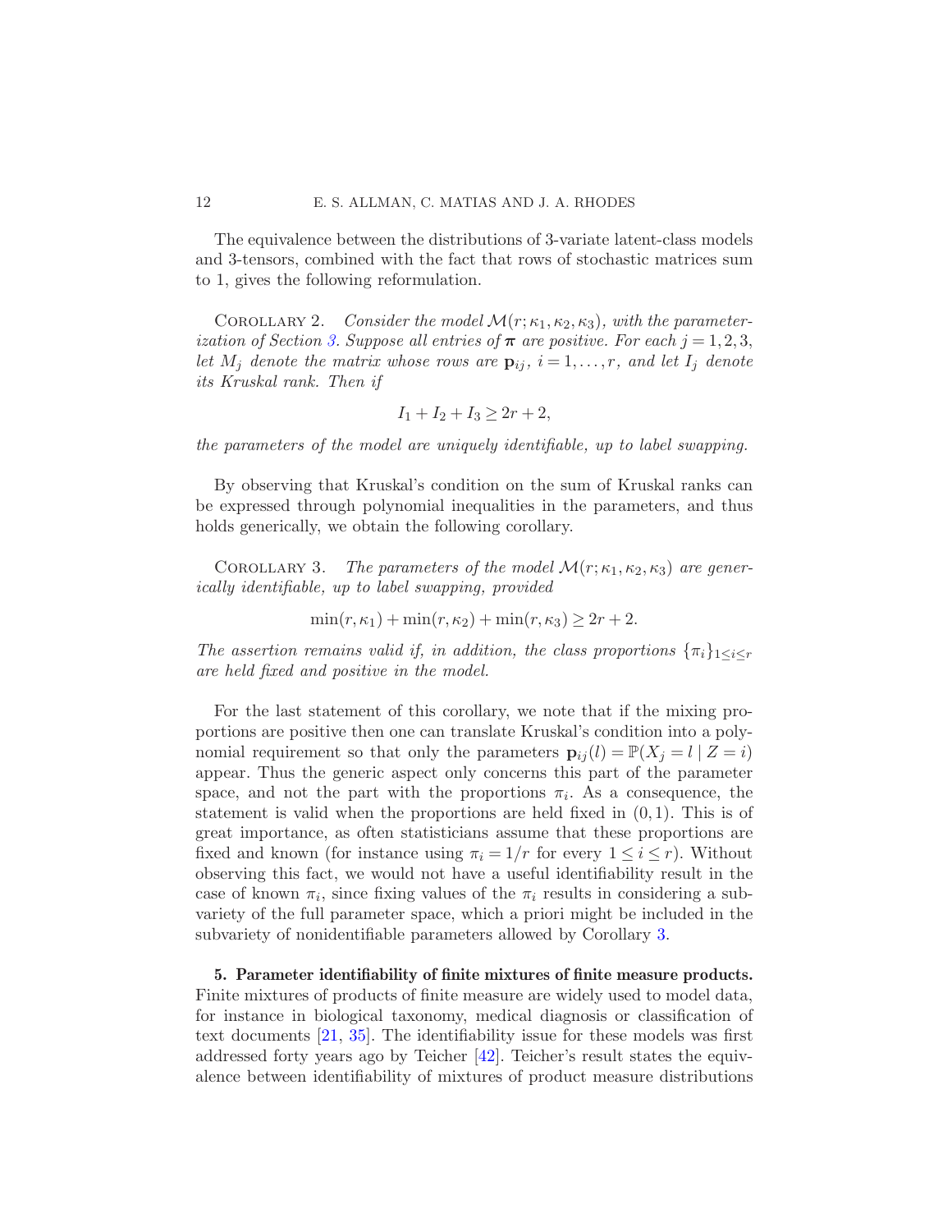The equivalence between the distributions of 3-variate latent-class models and 3-tensors, combined with the fact that rows of stochastic matrices sum to 1, gives the following reformulation.

COROLLARY 2. *Consider the model $\mathcal{M}(r; \kappa_1, \kappa_2, \kappa_3)$, with the parameterization of Section 3. Suppose all entries of $\boldsymbol{\pi}$ are positive. For each $j = 1, 2, 3$, let $M_j$ denote the matrix whose rows are $\mathbf{p}_{ij}$, $i = 1, \ldots, r$, and let $I_j$ denote its Kruskal rank. Then if*

$$I_1 + I_2 + I_3 \geq 2r + 2,$$

*the parameters of the model are uniquely identifiable, up to label swapping.*

By observing that Kruskal's condition on the sum of Kruskal ranks can be expressed through polynomial inequalities in the parameters, and thus holds generically, we obtain the following corollary.

COROLLARY 3. *The parameters of the model $\mathcal{M}(r; \kappa_1, \kappa_2, \kappa_3)$ are generically identifiable, up to label swapping, provided*

$$\min(r, \kappa_1) + \min(r, \kappa_2) + \min(r, \kappa_3) \geq 2r + 2.$$

*The assertion remains valid if, in addition, the class proportions $\{\pi_i\}_{1 \leq i \leq r}$ are held fixed and positive in the model.*

For the last statement of this corollary, we note that if the mixing proportions are positive then one can translate Kruskal's condition into a polynomial requirement so that only the parameters $\mathbf{p}_{ij}(l) = \mathbb{P}(X_j = l \mid Z = i)$ appear. Thus the generic aspect only concerns this part of the parameter space, and not the part with the proportions $\pi_i$. As a consequence, the statement is valid when the proportions are held fixed in $(0, 1)$. This is of great importance, as often statisticians assume that these proportions are fixed and known (for instance using $\pi_i = 1/r$ for every $1 \leq i \leq r$). Without observing this fact, we would not have a useful identifiability result in the case of known $\pi_i$, since fixing values of the $\pi_i$ results in considering a subvariety of the full parameter space, which a priori might be included in the subvariety of nonidentifiable parameters allowed by Corollary 3.

## 5. Parameter identifiability of finite mixtures of finite measure products.

Finite mixtures of products of finite measure are widely used to model data, for instance in biological taxonomy, medical diagnosis or classification of text documents [21, 35]. The identifiability issue for these models was first addressed forty years ago by Teicher [42]. Teicher's result states the equivalence between identifiability of mixtures of product measure distributions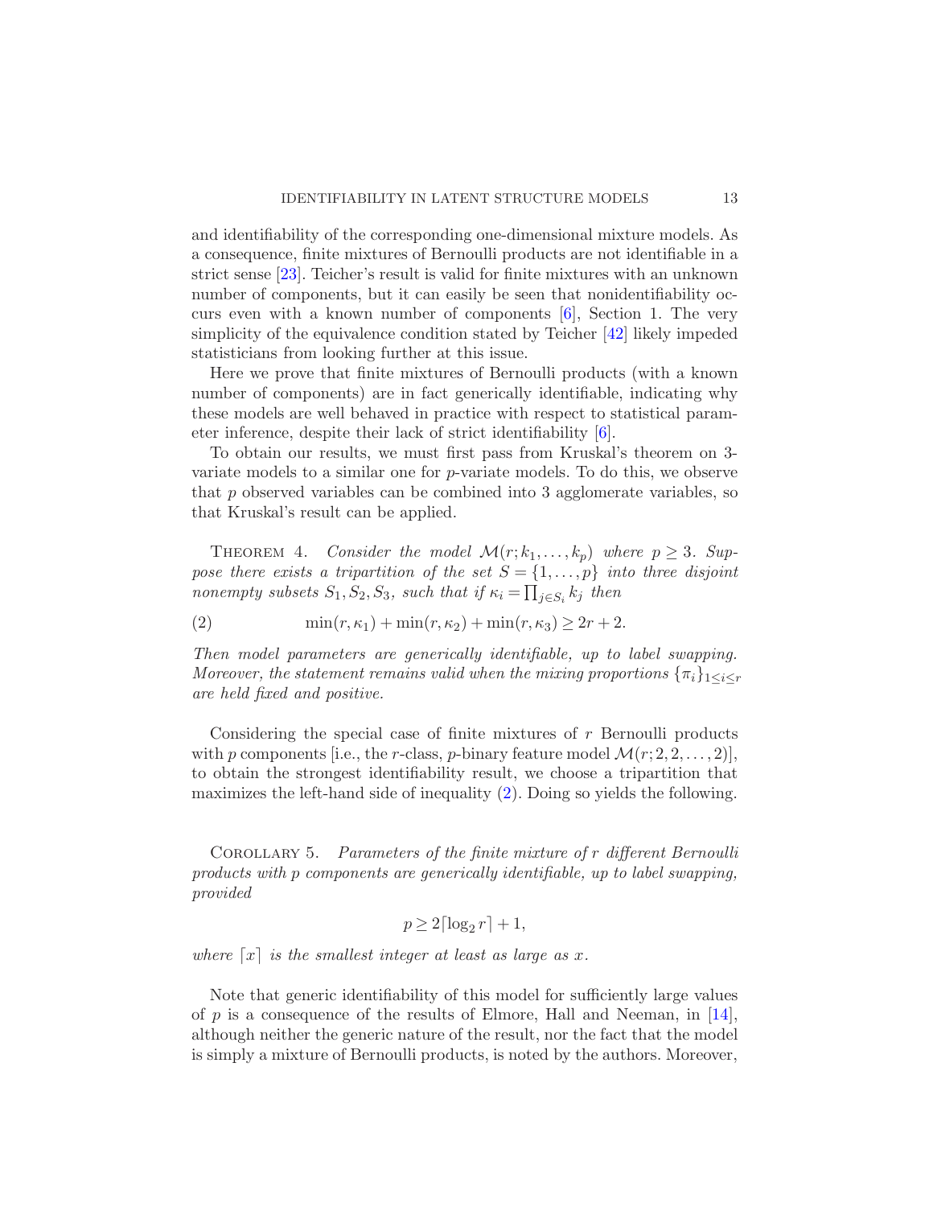and identifiability of the corresponding one-dimensional mixture models. As a consequence, finite mixtures of Bernoulli products are not identifiable in a strict sense [23]. Teicher's result is valid for finite mixtures with an unknown number of components, but it can easily be seen that nonidentifiability occurs even with a known number of components [6], Section 1. The very simplicity of the equivalence condition stated by Teicher [42] likely impeded statisticians from looking further at this issue.

Here we prove that finite mixtures of Bernoulli products (with a known number of components) are in fact generically identifiable, indicating why these models are well behaved in practice with respect to statistical parameter inference, despite their lack of strict identifiability [6].

To obtain our results, we must first pass from Kruskal's theorem on 3-variate models to a similar one for $p$-variate models. To do this, we observe that $p$ observed variables can be combined into 3 agglomerate variables, so that Kruskal's result can be applied.

THEOREM 4. *Consider the model $\mathcal{M}(r; k_1, \ldots, k_p)$ where $p \geq 3$. Suppose there exists a tripartition of the set $S = \{1, \ldots, p\}$ into three disjoint nonempty subsets $S_1, S_2, S_3$, such that if $\kappa_i = \prod_{j \in S_i} k_j$ then*

$$\min(r, \kappa_1) + \min(r, \kappa_2) + \min(r, \kappa_3) \geq 2r + 2. \tag{2}$$

*Then model parameters are generically identifiable, up to label swapping. Moreover, the statement remains valid when the mixing proportions $\{\pi_i\}_{1 \leq i \leq r}$ are held fixed and positive.*

Considering the special case of finite mixtures of $r$ Bernoulli products with $p$ components [i.e., the $r$-class, $p$-binary feature model $\mathcal{M}(r; 2, 2, \ldots, 2)$], to obtain the strongest identifiability result, we choose a tripartition that maximizes the left-hand side of inequality (2). Doing so yields the following.

COROLLARY 5. *Parameters of the finite mixture of $r$ different Bernoulli products with $p$ components are generically identifiable, up to label swapping, provided*

$$p \geq 2\lceil \log_2 r \rceil + 1,$$

*where $\lceil x \rceil$ is the smallest integer at least as large as $x$.*

Note that generic identifiability of this model for sufficiently large values of $p$ is a consequence of the results of Elmore, Hall and Neeman, in [14], although neither the generic nature of the result, nor the fact that the model is simply a mixture of Bernoulli products, is noted by the authors. Moreover,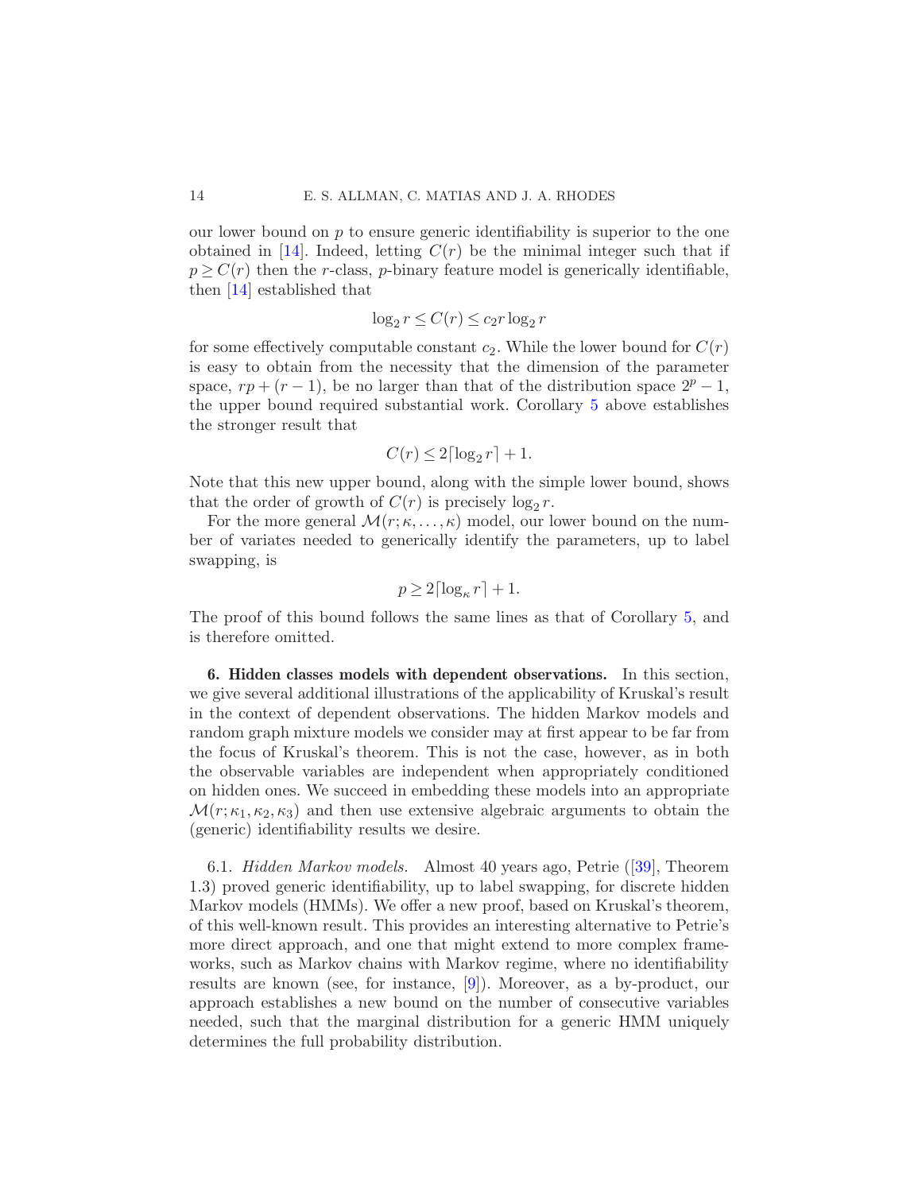our lower bound on $p$ to ensure generic identifiability is superior to the one obtained in [14]. Indeed, letting $C(r)$ be the minimal integer such that if $p \geq C(r)$ then the $r$-class, $p$-binary feature model is generically identifiable, then [14] established that

$$\log_2 r \leq C(r) \leq c_2 r \log_2 r$$

for some effectively computable constant $c_2$. While the lower bound for $C(r)$ is easy to obtain from the necessity that the dimension of the parameter space, $rp + (r-1)$, be no larger than that of the distribution space $2^p - 1$, the upper bound required substantial work. Corollary 5 above establishes the stronger result that

$$C(r) \leq 2\lceil \log_2 r \rceil + 1.$$

Note that this new upper bound, along with the simple lower bound, shows that the order of growth of $C(r)$ is precisely $\log_2 r$.

For the more general $\mathcal{M}(r; \kappa, \dots, \kappa)$ model, our lower bound on the number of variates needed to generically identify the parameters, up to label swapping, is

$$p \geq 2\lceil \log_\kappa r \rceil + 1.$$

The proof of this bound follows the same lines as that of Corollary 5, and is therefore omitted.

## 6. Hidden classes models with dependent observations.

In this section, we give several additional illustrations of the applicability of Kruskal's result in the context of dependent observations. The hidden Markov models and random graph mixture models we consider may at first appear to be far from the focus of Kruskal's theorem. This is not the case, however, as in both the observable variables are independent when appropriately conditioned on hidden ones. We succeed in embedding these models into an appropriate $\mathcal{M}(r; \kappa_1, \kappa_2, \kappa_3)$ and then use extensive algebraic arguments to obtain the (generic) identifiability results we desire.

6.1. *Hidden Markov models.* Almost 40 years ago, Petrie ([39], Theorem 1.3) proved generic identifiability, up to label swapping, for discrete hidden Markov models (HMMs). We offer a new proof, based on Kruskal's theorem, of this well-known result. This provides an interesting alternative to Petrie's more direct approach, and one that might extend to more complex frameworks, such as Markov chains with Markov regime, where no identifiability results are known (see, for instance, [9]). Moreover, as a by-product, our approach establishes a new bound on the number of consecutive variables needed, such that the marginal distribution for a generic HMM uniquely determines the full probability distribution.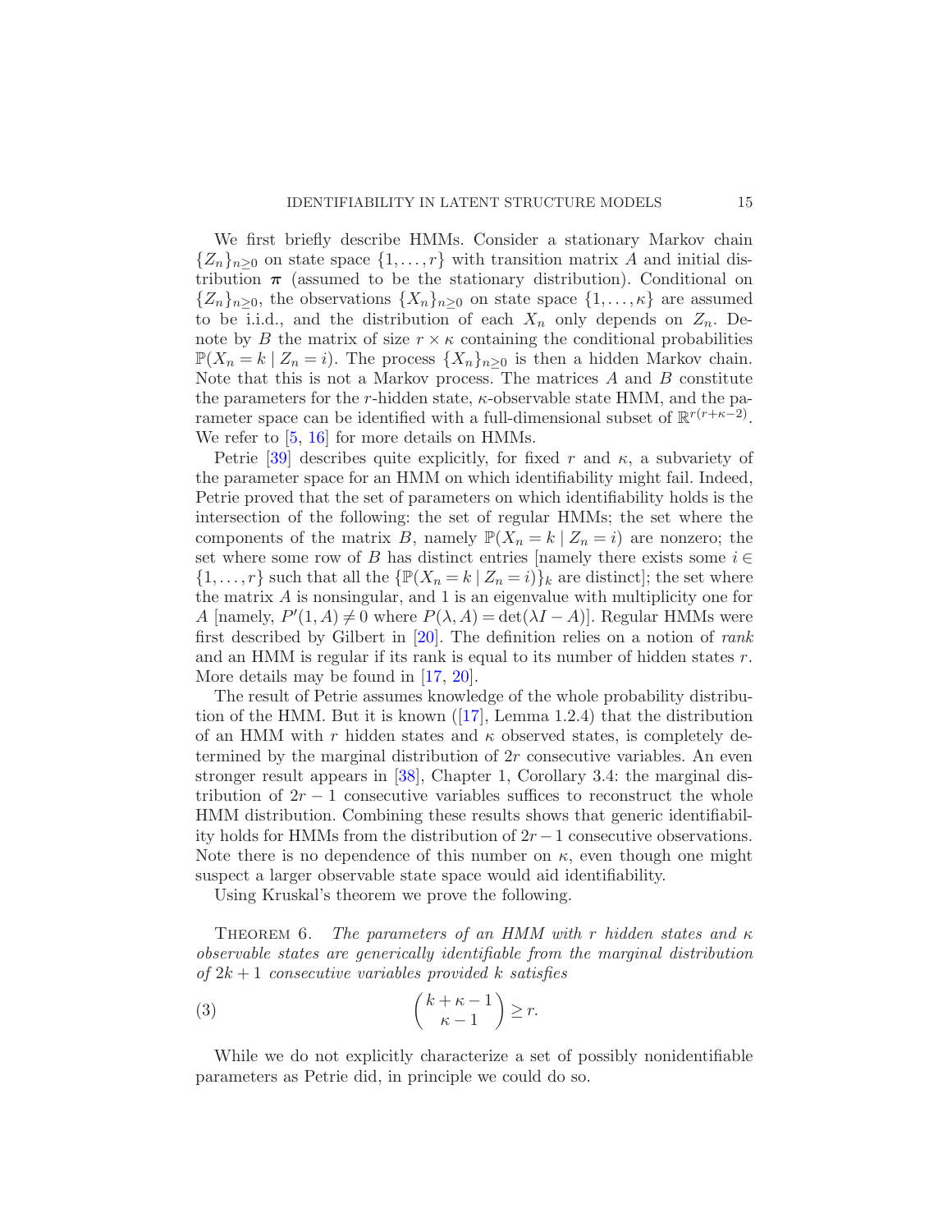We first briefly describe HMMs. Consider a stationary Markov chain $\{Z_n\}_{n\geq 0}$ on state space $\{1,\ldots,r\}$ with transition matrix $A$ and initial distribution $\boldsymbol{\pi}$ (assumed to be the stationary distribution). Conditional on $\{Z_n\}_{n\geq 0}$, the observations $\{X_n\}_{n\geq 0}$ on state space $\{1,\ldots,\kappa\}$ are assumed to be i.i.d., and the distribution of each $X_n$ only depends on $Z_n$. Denote by $B$ the matrix of size $r\times\kappa$ containing the conditional probabilities $\mathbb{P}(X_n = k \mid Z_n = i)$. The process $\{X_n\}_{n\geq 0}$ is then a hidden Markov chain. Note that this is not a Markov process. The matrices $A$ and $B$ constitute the parameters for the $r$-hidden state, $\kappa$-observable state HMM, and the parameter space can be identified with a full-dimensional subset of $\mathbb{R}^{r(r+\kappa-2)}$. We refer to [5, 16] for more details on HMMs.

Petrie [39] describes quite explicitly, for fixed $r$ and $\kappa$, a subvariety of the parameter space for an HMM on which identifiability might fail. Indeed, Petrie proved that the set of parameters on which identifiability holds is the intersection of the following: the set of regular HMMs; the set where the components of the matrix $B$, namely $\mathbb{P}(X_n = k \mid Z_n = i)$ are nonzero; the set where some row of $B$ has distinct entries [namely there exists some $i \in \{1,\ldots,r\}$ such that all the $\{\mathbb{P}(X_n = k \mid Z_n = i)\}_k$ are distinct]; the set where the matrix $A$ is nonsingular, and 1 is an eigenvalue with multiplicity one for $A$ [namely, $P'(1,A) \neq 0$ where $P(\lambda, A) = \det(\lambda I - A)$]. Regular HMMs were first described by Gilbert in [20]. The definition relies on a notion of *rank* and an HMM is regular if its rank is equal to its number of hidden states $r$. More details may be found in [17, 20].

The result of Petrie assumes knowledge of the whole probability distribution of the HMM. But it is known ([17], Lemma 1.2.4) that the distribution of an HMM with $r$ hidden states and $\kappa$ observed states, is completely determined by the marginal distribution of $2r$ consecutive variables. An even stronger result appears in [38], Chapter 1, Corollary 3.4: the marginal distribution of $2r-1$ consecutive variables suffices to reconstruct the whole HMM distribution. Combining these results shows that generic identifiability holds for HMMs from the distribution of $2r-1$ consecutive observations. Note there is no dependence of this number on $\kappa$, even though one might suspect a larger observable state space would aid identifiability.

Using Kruskal's theorem we prove the following.

THEOREM 6. *The parameters of an HMM with $r$ hidden states and $\kappa$ observable states are generically identifiable from the marginal distribution of $2k+1$ consecutive variables provided $k$ satisfies*

$$\binom{k+\kappa-1}{\kappa-1} \geq r. \tag{3}$$

While we do not explicitly characterize a set of possibly nonidentifiable parameters as Petrie did, in principle we could do so.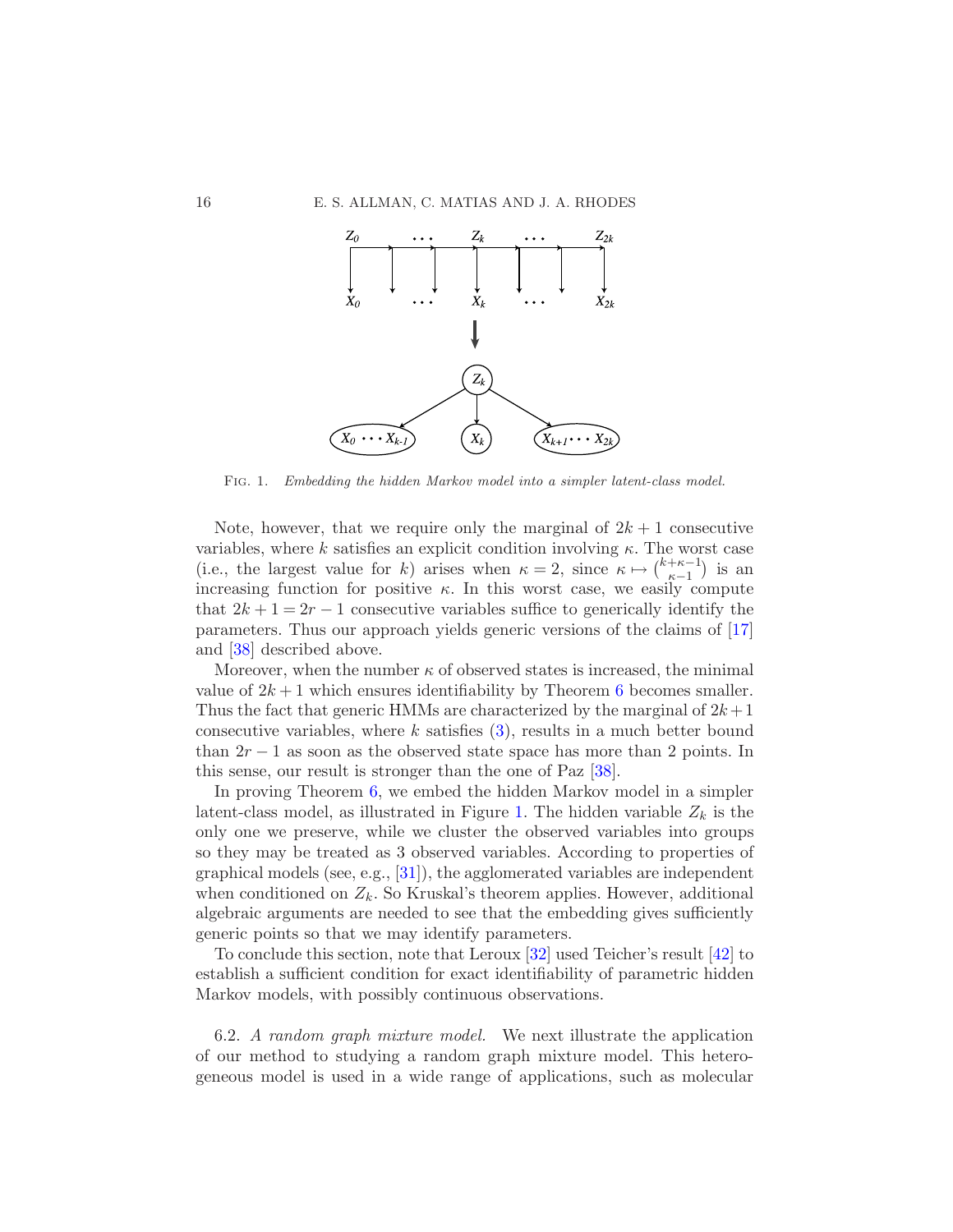Fig. 1. *Embedding the hidden Markov model into a simpler latent-class model.*

Note, however, that we require only the marginal of $2k+1$ consecutive variables, where $k$ satisfies an explicit condition involving $\kappa$. The worst case (i.e., the largest value for $k$) arises when $\kappa = 2$, since $\kappa \mapsto \binom{k+\kappa-1}{\kappa-1}$ is an increasing function for positive $\kappa$. In this worst case, we easily compute that $2k+1 = 2r-1$ consecutive variables suffice to generically identify the parameters. Thus our approach yields generic versions of the claims of [17] and [38] described above.

Moreover, when the number $\kappa$ of observed states is increased, the minimal value of $2k+1$ which ensures identifiability by Theorem 6 becomes smaller. Thus the fact that generic HMMs are characterized by the marginal of $2k+1$ consecutive variables, where $k$ satisfies (3), results in a much better bound than $2r-1$ as soon as the observed state space has more than 2 points. In this sense, our result is stronger than the one of Paz [38].

In proving Theorem 6, we embed the hidden Markov model in a simpler latent-class model, as illustrated in Figure 1. The hidden variable $Z_k$ is the only one we preserve, while we cluster the observed variables into groups so they may be treated as 3 observed variables. According to properties of graphical models (see, e.g., [31]), the agglomerated variables are independent when conditioned on $Z_k$. So Kruskal's theorem applies. However, additional algebraic arguments are needed to see that the embedding gives sufficiently generic points so that we may identify parameters.

To conclude this section, note that Leroux [32] used Teicher's result [42] to establish a sufficient condition for exact identifiability of parametric hidden Markov models, with possibly continuous observations.

6.2. *A random graph mixture model.* We next illustrate the application of our method to studying a random graph mixture model. This heterogeneous model is used in a wide range of applications, such as molecular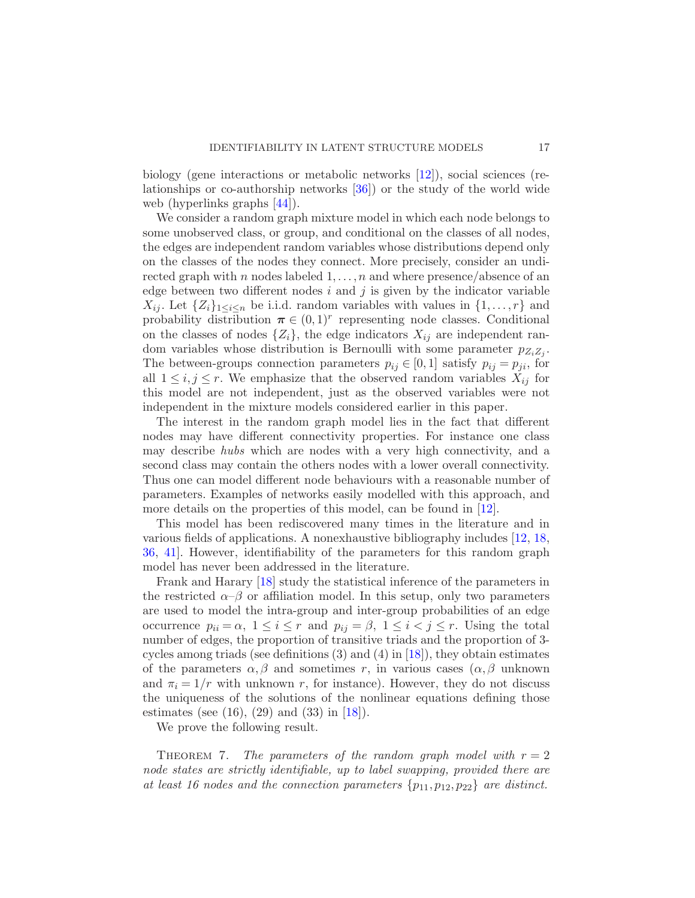biology (gene interactions or metabolic networks [12]), social sciences (relationships or co-authorship networks [36]) or the study of the world wide web (hyperlinks graphs [44]).

We consider a random graph mixture model in which each node belongs to some unobserved class, or group, and conditional on the classes of all nodes, the edges are independent random variables whose distributions depend only on the classes of the nodes they connect. More precisely, consider an undirected graph with $n$ nodes labeled $1,\dots,n$ and where presence/absence of an edge between two different nodes $i$ and $j$ is given by the indicator variable $X_{ij}$. Let $\{Z_i\}_{1\le i\le n}$ be i.i.d. random variables with values in $\{1,\dots,r\}$ and probability distribution $\boldsymbol{\pi}\in(0,1)^r$ representing node classes. Conditional on the classes of nodes $\{Z_i\}$, the edge indicators $X_{ij}$ are independent random variables whose distribution is Bernoulli with some parameter $p_{Z_iZ_j}$. The between-groups connection parameters $p_{ij}\in[0,1]$ satisfy $p_{ij}=p_{ji}$, for all $1\le i,j\le r$. We emphasize that the observed random variables $X_{ij}$ for this model are not independent, just as the observed variables were not independent in the mixture models considered earlier in this paper.

The interest in the random graph model lies in the fact that different nodes may have different connectivity properties. For instance one class may describe *hubs* which are nodes with a very high connectivity, and a second class may contain the others nodes with a lower overall connectivity. Thus one can model different node behaviours with a reasonable number of parameters. Examples of networks easily modelled with this approach, and more details on the properties of this model, can be found in [12].

This model has been rediscovered many times in the literature and in various fields of applications. A nonexhaustive bibliography includes [12, 18, 36, 41]. However, identifiability of the parameters for this random graph model has never been addressed in the literature.

Frank and Harary [18] study the statistical inference of the parameters in the restricted $\alpha$–$\beta$ or affiliation model. In this setup, only two parameters are used to model the intra-group and inter-group probabilities of an edge occurrence $p_{ii}=\alpha,\ 1\le i\le r$ and $p_{ij}=\beta,\ 1\le i<j\le r$. Using the total number of edges, the proportion of transitive triads and the proportion of 3-cycles among triads (see definitions (3) and (4) in [18]), they obtain estimates of the parameters $\alpha,\beta$ and sometimes $r$, in various cases ($\alpha,\beta$ unknown and $\pi_i=1/r$ with unknown $r$, for instance). However, they do not discuss the uniqueness of the solutions of the nonlinear equations defining those estimates (see (16), (29) and (33) in [18]).

We prove the following result.

Theorem 7. *The parameters of the random graph model with $r=2$ node states are strictly identifiable, up to label swapping, provided there are at least 16 nodes and the connection parameters $\{p_{11},p_{12},p_{22}\}$ are distinct.*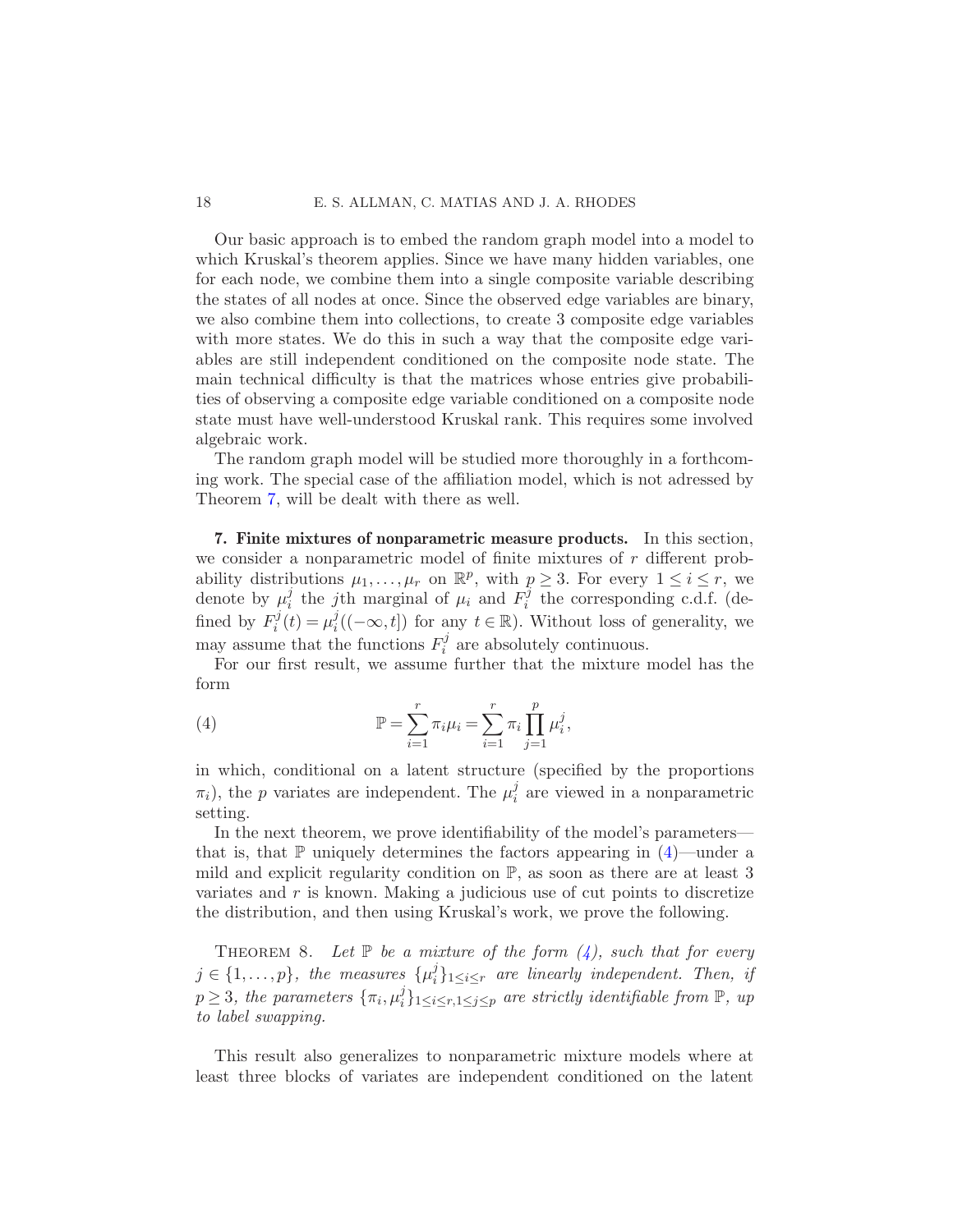Our basic approach is to embed the random graph model into a model to which Kruskal's theorem applies. Since we have many hidden variables, one for each node, we combine them into a single composite variable describing the states of all nodes at once. Since the observed edge variables are binary, we also combine them into collections, to create 3 composite edge variables with more states. We do this in such a way that the composite edge variables are still independent conditioned on the composite node state. The main technical difficulty is that the matrices whose entries give probabilities of observing a composite edge variable conditioned on a composite node state must have well-understood Kruskal rank. This requires some involved algebraic work.

The random graph model will be studied more thoroughly in a forthcoming work. The special case of the affiliation model, which is not adressed by Theorem 7, will be dealt with there as well.

## 7. Finite mixtures of nonparametric measure products.

In this section, we consider a nonparametric model of finite mixtures of $r$ different probability distributions $\mu_1, \ldots, \mu_r$ on $\mathbb{R}^p$, with $p \geq 3$. For every $1 \leq i \leq r$, we denote by $\mu_i^j$ the $j$th marginal of $\mu_i$ and $F_i^j$ the corresponding c.d.f. (defined by $F_i^j(t) = \mu_i^j((-\infty, t])$ for any $t \in \mathbb{R}$). Without loss of generality, we may assume that the functions $F_i^j$ are absolutely continuous.

For our first result, we assume further that the mixture model has the form

$$\mathbb{P} = \sum_{i=1}^{r} \pi_i \mu_i = \sum_{i=1}^{r} \pi_i \prod_{j=1}^{p} \mu_i^j, \tag{4}$$

in which, conditional on a latent structure (specified by the proportions $\pi_i$), the $p$ variates are independent. The $\mu_i^j$ are viewed in a nonparametric setting.

In the next theorem, we prove identifiability of the model's parameters—that is, that $\mathbb{P}$ uniquely determines the factors appearing in (4)—under a mild and explicit regularity condition on $\mathbb{P}$, as soon as there are at least 3 variates and $r$ is known. Making a judicious use of cut points to discretize the distribution, and then using Kruskal's work, we prove the following.

THEOREM 8. *Let $\mathbb{P}$ be a mixture of the form (4), such that for every $j \in \{1, \ldots, p\}$, the measures $\{\mu_i^j\}_{1 \leq i \leq r}$ are linearly independent. Then, if $p \geq 3$, the parameters $\{\pi_i, \mu_i^j\}_{1 \leq i \leq r, 1 \leq j \leq p}$ are strictly identifiable from $\mathbb{P}$, up to label swapping.*

This result also generalizes to nonparametric mixture models where at least three blocks of variates are independent conditioned on the latent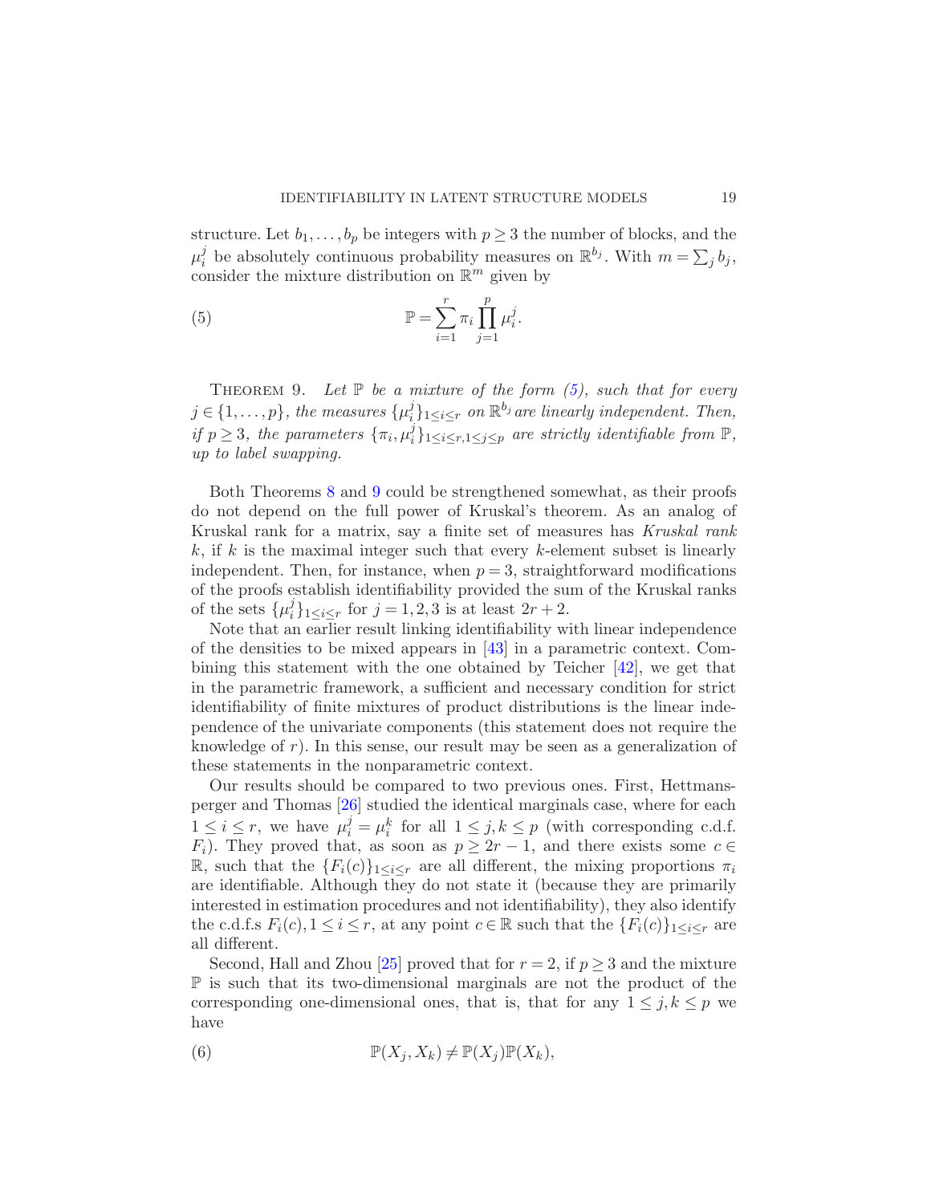structure. Let $b_1, \dots, b_p$ be integers with $p \geq 3$ the number of blocks, and the $\mu_i^j$ be absolutely continuous probability measures on $\mathbb{R}^{b_j}$. With $m = \sum_j b_j$, consider the mixture distribution on $\mathbb{R}^m$ given by

$$\mathbb{P} = \sum_{i=1}^{r} \pi_i \prod_{j=1}^{p} \mu_i^j. \tag{5}$$

THEOREM 9. *Let $\mathbb{P}$ be a mixture of the form (5), such that for every $j \in \{1, \dots, p\}$, the measures $\{\mu_i^j\}_{1 \leq i \leq r}$ on $\mathbb{R}^{b_j}$ are linearly independent. Then, if $p \geq 3$, the parameters $\{\pi_i, \mu_i^j\}_{1 \leq i \leq r, 1 \leq j \leq p}$ are strictly identifiable from $\mathbb{P}$, up to label swapping.*

Both Theorems 8 and 9 could be strengthened somewhat, as their proofs do not depend on the full power of Kruskal's theorem. As an analog of Kruskal rank for a matrix, say a finite set of measures has *Kruskal rank* $k$, if $k$ is the maximal integer such that every $k$-element subset is linearly independent. Then, for instance, when $p = 3$, straightforward modifications of the proofs establish identifiability provided the sum of the Kruskal ranks of the sets $\{\mu_i^j\}_{1 \leq i \leq r}$ for $j = 1, 2, 3$ is at least $2r + 2$.

Note that an earlier result linking identifiability with linear independence of the densities to be mixed appears in [43] in a parametric context. Combining this statement with the one obtained by Teicher [42], we get that in the parametric framework, a sufficient and necessary condition for strict identifiability of finite mixtures of product distributions is the linear independence of the univariate components (this statement does not require the knowledge of $r$). In this sense, our result may be seen as a generalization of these statements in the nonparametric context.

Our results should be compared to two previous ones. First, Hettmansperger and Thomas [26] studied the identical marginals case, where for each $1 \leq i \leq r$, we have $\mu_i^j = \mu_i^k$ for all $1 \leq j, k \leq p$ (with corresponding c.d.f. $F_i$). They proved that, as soon as $p \geq 2r - 1$, and there exists some $c \in \mathbb{R}$, such that the $\{F_i(c)\}_{1 \leq i \leq r}$ are all different, the mixing proportions $\pi_i$ are identifiable. Although they do not state it (because they are primarily interested in estimation procedures and not identifiability), they also identify the c.d.f.s $F_i(c), 1 \leq i \leq r$, at any point $c \in \mathbb{R}$ such that the $\{F_i(c)\}_{1 \leq i \leq r}$ are all different.

Second, Hall and Zhou [25] proved that for $r = 2$, if $p \geq 3$ and the mixture $\mathbb{P}$ is such that its two-dimensional marginals are not the product of the corresponding one-dimensional ones, that is, that for any $1 \leq j, k \leq p$ we have

$$\mathbb{P}(X_j, X_k) \neq \mathbb{P}(X_j)\mathbb{P}(X_k), \tag{6}$$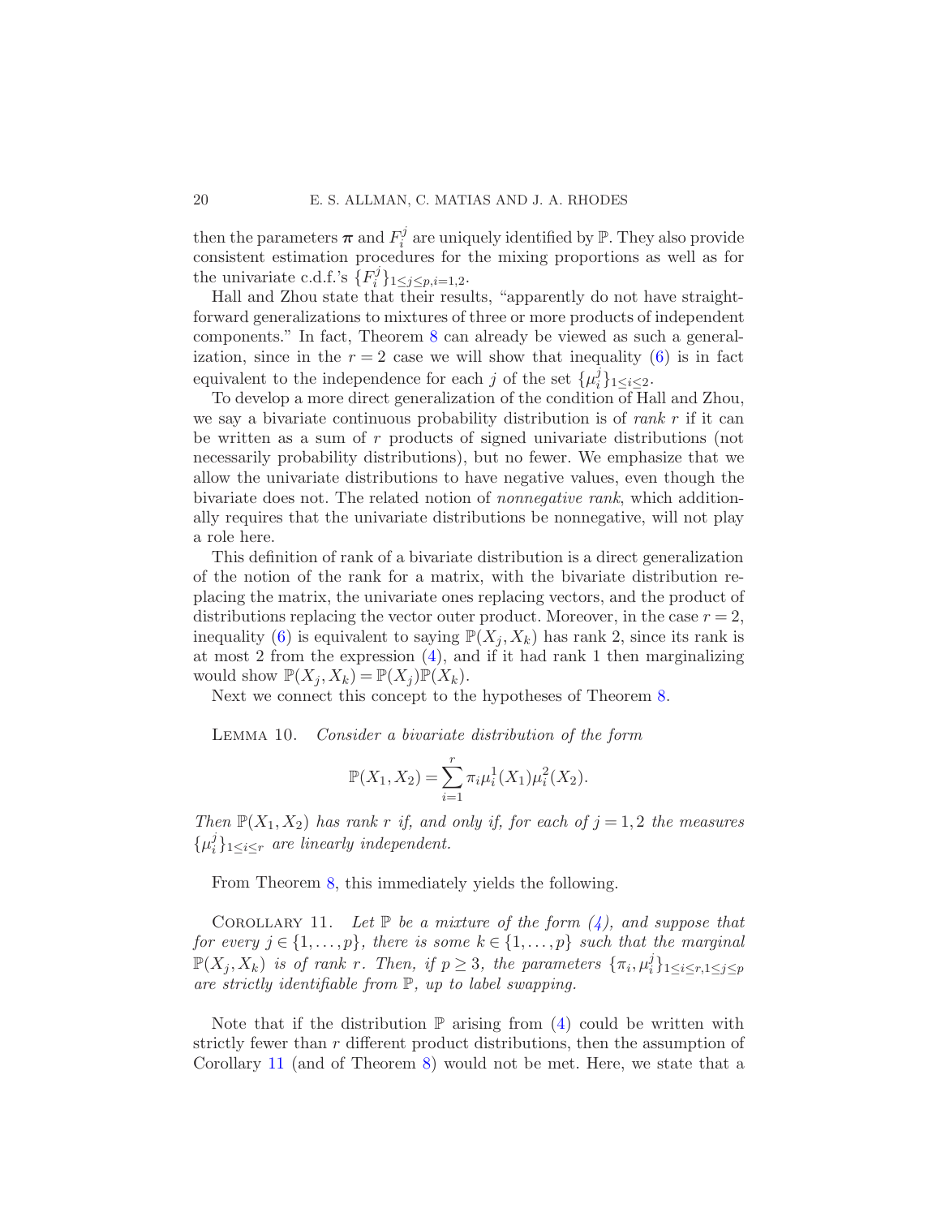then the parameters $\boldsymbol{\pi}$ and $F_i^j$ are uniquely identified by $\mathbb{P}$. They also provide consistent estimation procedures for the mixing proportions as well as for the univariate c.d.f.'s $\{F_i^j\}_{1\leq j\leq p, i=1,2}$.

Hall and Zhou state that their results, "apparently do not have straightforward generalizations to mixtures of three or more products of independent components." In fact, Theorem 8 can already be viewed as such a generalization, since in the $r = 2$ case we will show that inequality (6) is in fact equivalent to the independence for each $j$ of the set $\{\mu_i^j\}_{1\leq i\leq 2}$.

To develop a more direct generalization of the condition of Hall and Zhou, we say a bivariate continuous probability distribution is of *rank* $r$ if it can be written as a sum of $r$ products of signed univariate distributions (not necessarily probability distributions), but no fewer. We emphasize that we allow the univariate distributions to have negative values, even though the bivariate does not. The related notion of *nonnegative rank*, which additionally requires that the univariate distributions be nonnegative, will not play a role here.

This definition of rank of a bivariate distribution is a direct generalization of the notion of the rank for a matrix, with the bivariate distribution replacing the matrix, the univariate ones replacing vectors, and the product of distributions replacing the vector outer product. Moreover, in the case $r = 2$, inequality (6) is equivalent to saying $\mathbb{P}(X_j, X_k)$ has rank 2, since its rank is at most 2 from the expression (4), and if it had rank 1 then marginalizing would show $\mathbb{P}(X_j, X_k) = \mathbb{P}(X_j)\mathbb{P}(X_k)$.

Next we connect this concept to the hypotheses of Theorem 8.

LEMMA 10. *Consider a bivariate distribution of the form*

$$\mathbb{P}(X_1, X_2) = \sum_{i=1}^{r} \pi_i \mu_i^1(X_1)\mu_i^2(X_2).$$

*Then $\mathbb{P}(X_1, X_2)$ has rank $r$ if, and only if, for each of $j = 1, 2$ the measures $\{\mu_i^j\}_{1\leq i\leq r}$ are linearly independent.*

From Theorem 8, this immediately yields the following.

COROLLARY 11. *Let $\mathbb{P}$ be a mixture of the form (4), and suppose that for every $j \in \{1, \dots, p\}$, there is some $k \in \{1, \dots, p\}$ such that the marginal $\mathbb{P}(X_j, X_k)$ is of rank $r$. Then, if $p \geq 3$, the parameters $\{\pi_i, \mu_i^j\}_{1\leq i\leq r, 1\leq j\leq p}$ are strictly identifiable from $\mathbb{P}$, up to label swapping.*

Note that if the distribution $\mathbb{P}$ arising from (4) could be written with strictly fewer than $r$ different product distributions, then the assumption of Corollary 11 (and of Theorem 8) would not be met. Here, we state that a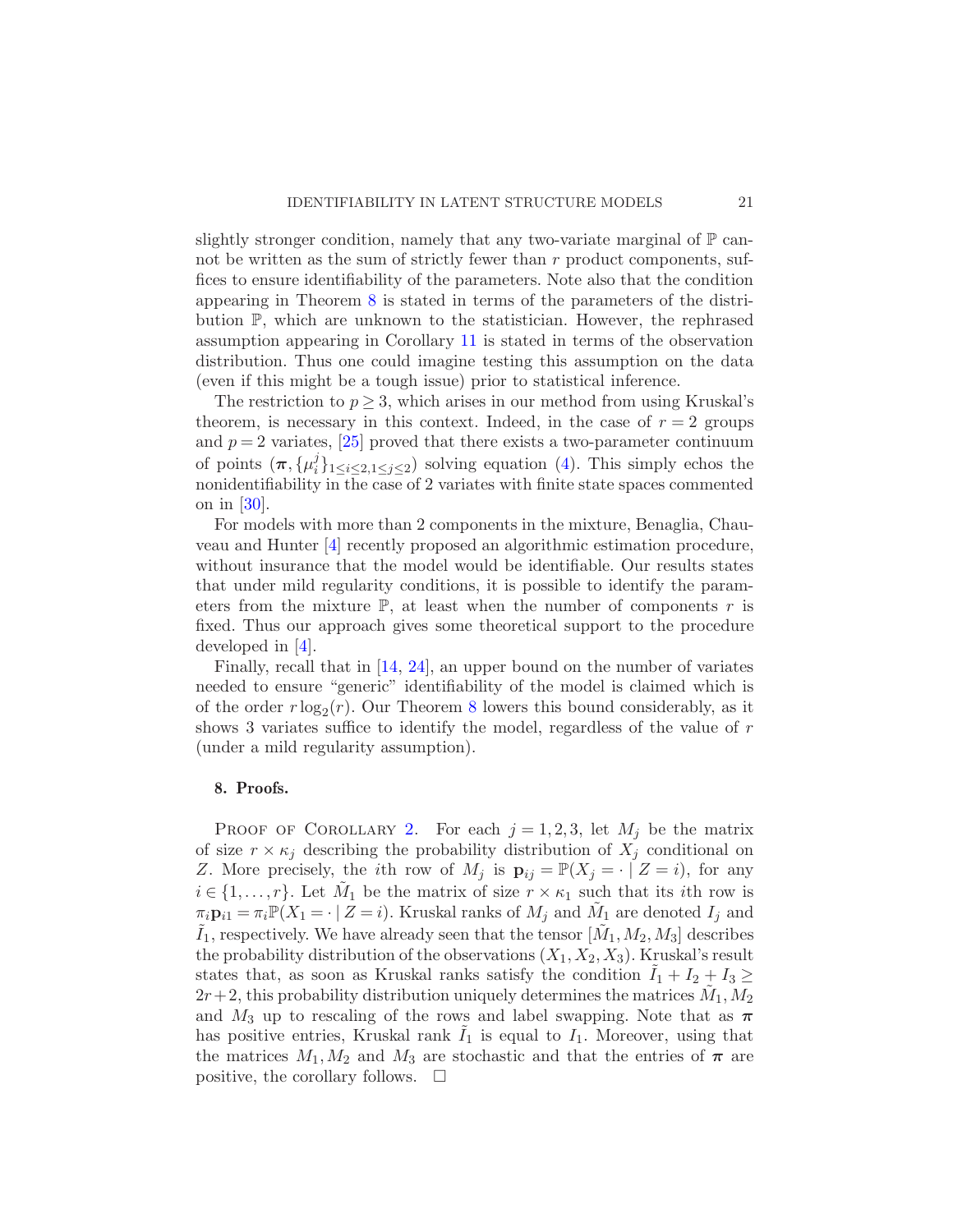slightly stronger condition, namely that any two-variate marginal of $\mathbb{P}$ cannot be written as the sum of strictly fewer than $r$ product components, suffices to ensure identifiability of the parameters. Note also that the condition appearing in Theorem 8 is stated in terms of the parameters of the distribution $\mathbb{P}$, which are unknown to the statistician. However, the rephrased assumption appearing in Corollary 11 is stated in terms of the observation distribution. Thus one could imagine testing this assumption on the data (even if this might be a tough issue) prior to statistical inference.

The restriction to $p \geq 3$, which arises in our method from using Kruskal's theorem, is necessary in this context. Indeed, in the case of $r = 2$ groups and $p = 2$ variates, [25] proved that there exists a two-parameter continuum of points $(\boldsymbol{\pi}, \{\mu_i^j\}_{1 \leq i \leq 2, 1 \leq j \leq 2})$ solving equation (4). This simply echos the nonidentifiability in the case of 2 variates with finite state spaces commented on in [30].

For models with more than 2 components in the mixture, Benaglia, Chauveau and Hunter [4] recently proposed an algorithmic estimation procedure, without insurance that the model would be identifiable. Our results states that under mild regularity conditions, it is possible to identify the parameters from the mixture $\mathbb{P}$, at least when the number of components $r$ is fixed. Thus our approach gives some theoretical support to the procedure developed in [4].

Finally, recall that in [14, 24], an upper bound on the number of variates needed to ensure "generic" identifiability of the model is claimed which is of the order $r \log_2(r)$. Our Theorem 8 lowers this bound considerably, as it shows 3 variates suffice to identify the model, regardless of the value of $r$ (under a mild regularity assumption).

## 8. Proofs.

Proof of Corollary 2. For each $j = 1, 2, 3$, let $M_j$ be the matrix of size $r \times \kappa_j$ describing the probability distribution of $X_j$ conditional on $Z$. More precisely, the $i$th row of $M_j$ is $\mathbf{p}_{ij} = \mathbb{P}(X_j = \cdot \mid Z = i)$, for any $i \in \{1, \dots, r\}$. Let $\tilde{M}_1$ be the matrix of size $r \times \kappa_1$ such that its $i$th row is $\pi_i \mathbf{p}_{i1} = \pi_i \mathbb{P}(X_1 = \cdot \mid Z = i)$. Kruskal ranks of $M_j$ and $\tilde{M}_1$ are denoted $I_j$ and $\tilde{I}_1$, respectively. We have already seen that the tensor $[\tilde{M}_1, M_2, M_3]$ describes the probability distribution of the observations $(X_1, X_2, X_3)$. Kruskal's result states that, as soon as Kruskal ranks satisfy the condition $\tilde{I}_1 + I_2 + I_3 \geq 2r + 2$, this probability distribution uniquely determines the matrices $\tilde{M}_1, M_2$ and $M_3$ up to rescaling of the rows and label swapping. Note that as $\boldsymbol{\pi}$ has positive entries, Kruskal rank $\tilde{I}_1$ is equal to $I_1$. Moreover, using that the matrices $M_1, M_2$ and $M_3$ are stochastic and that the entries of $\boldsymbol{\pi}$ are positive, the corollary follows. $\square$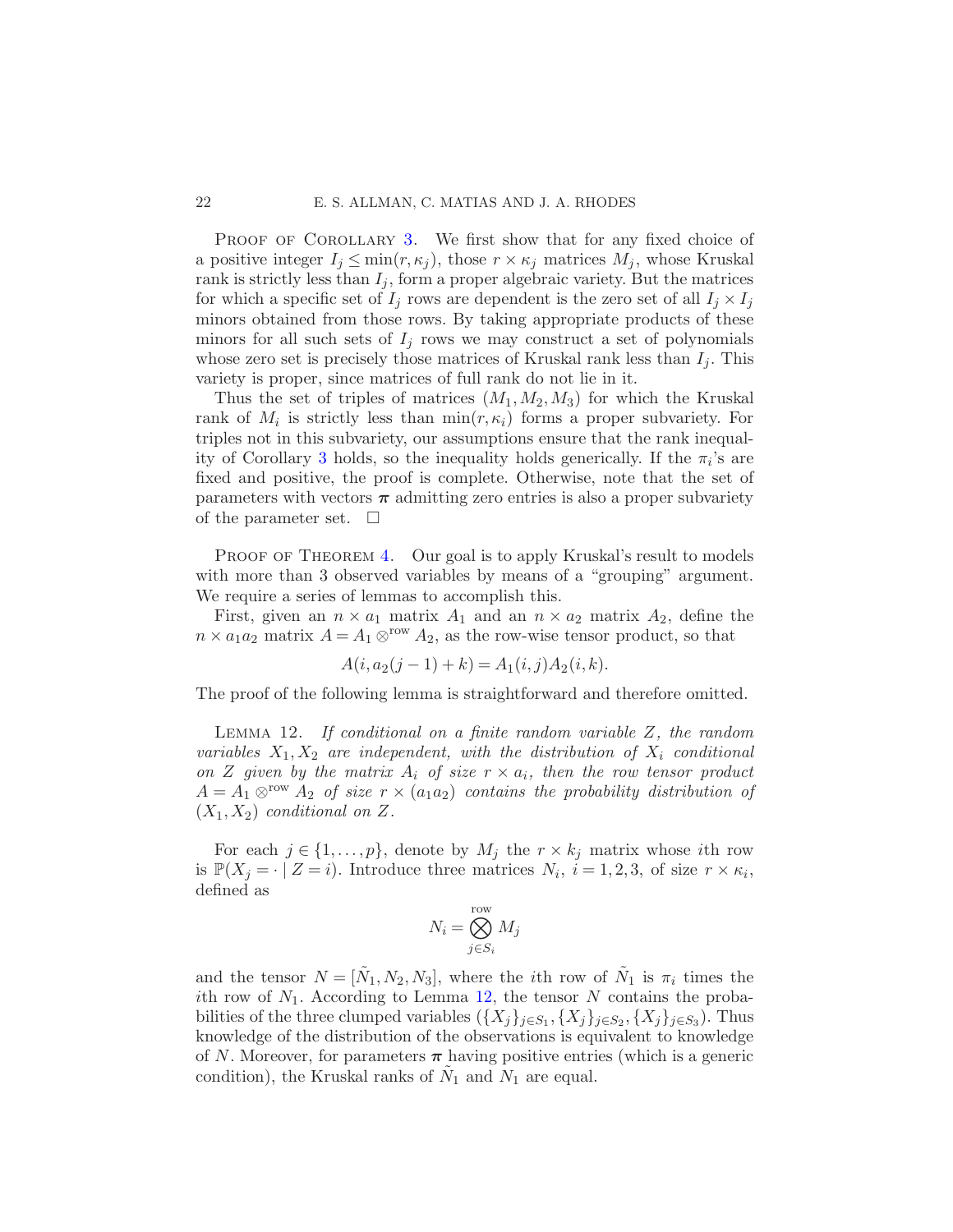Proof of Corollary 3. We first show that for any fixed choice of a positive integer $I_j \leq \min(r, \kappa_j)$, those $r \times \kappa_j$ matrices $M_j$, whose Kruskal rank is strictly less than $I_j$, form a proper algebraic variety. But the matrices for which a specific set of $I_j$ rows are dependent is the zero set of all $I_j \times I_j$ minors obtained from those rows. By taking appropriate products of these minors for all such sets of $I_j$ rows we may construct a set of polynomials whose zero set is precisely those matrices of Kruskal rank less than $I_j$. This variety is proper, since matrices of full rank do not lie in it.

Thus the set of triples of matrices $(M_1, M_2, M_3)$ for which the Kruskal rank of $M_i$ is strictly less than $\min(r, \kappa_i)$ forms a proper subvariety. For triples not in this subvariety, our assumptions ensure that the rank inequality of Corollary 3 holds, so the inequality holds generically. If the $\pi_i$'s are fixed and positive, the proof is complete. Otherwise, note that the set of parameters with vectors $\boldsymbol{\pi}$ admitting zero entries is also a proper subvariety of the parameter set. $\square$

Proof of Theorem 4. Our goal is to apply Kruskal's result to models with more than 3 observed variables by means of a "grouping" argument. We require a series of lemmas to accomplish this.

First, given an $n \times a_1$ matrix $A_1$ and an $n \times a_2$ matrix $A_2$, define the $n \times a_1 a_2$ matrix $A = A_1 \otimes^{\text{row}} A_2$, as the row-wise tensor product, so that

$$A(i, a_2(j-1) + k) = A_1(i, j) A_2(i, k).$$

The proof of the following lemma is straightforward and therefore omitted.

Lemma 12. *If conditional on a finite random variable $Z$, the random variables $X_1, X_2$ are independent, with the distribution of $X_i$ conditional on $Z$ given by the matrix $A_i$ of size $r \times a_i$, then the row tensor product $A = A_1 \otimes^{\text{row}} A_2$ of size $r \times (a_1 a_2)$ contains the probability distribution of $(X_1, X_2)$ conditional on $Z$.*

For each $j \in \{1, \ldots, p\}$, denote by $M_j$ the $r \times k_j$ matrix whose $i$th row is $\mathbb{P}(X_j = \cdot \mid Z = i)$. Introduce three matrices $N_i$, $i = 1, 2, 3$, of size $r \times \kappa_i$, defined as

$$N_i = \bigotimes_{j \in S_i}^{\text{row}} M_j$$

and the tensor $N = [\tilde{N}_1, N_2, N_3]$, where the $i$th row of $\tilde{N}_1$ is $\pi_i$ times the $i$th row of $N_1$. According to Lemma 12, the tensor $N$ contains the probabilities of the three clumped variables $(\{X_j\}_{j \in S_1}, \{X_j\}_{j \in S_2}, \{X_j\}_{j \in S_3})$. Thus knowledge of the distribution of the observations is equivalent to knowledge of $N$. Moreover, for parameters $\boldsymbol{\pi}$ having positive entries (which is a generic condition), the Kruskal ranks of $\tilde{N}_1$ and $N_1$ are equal.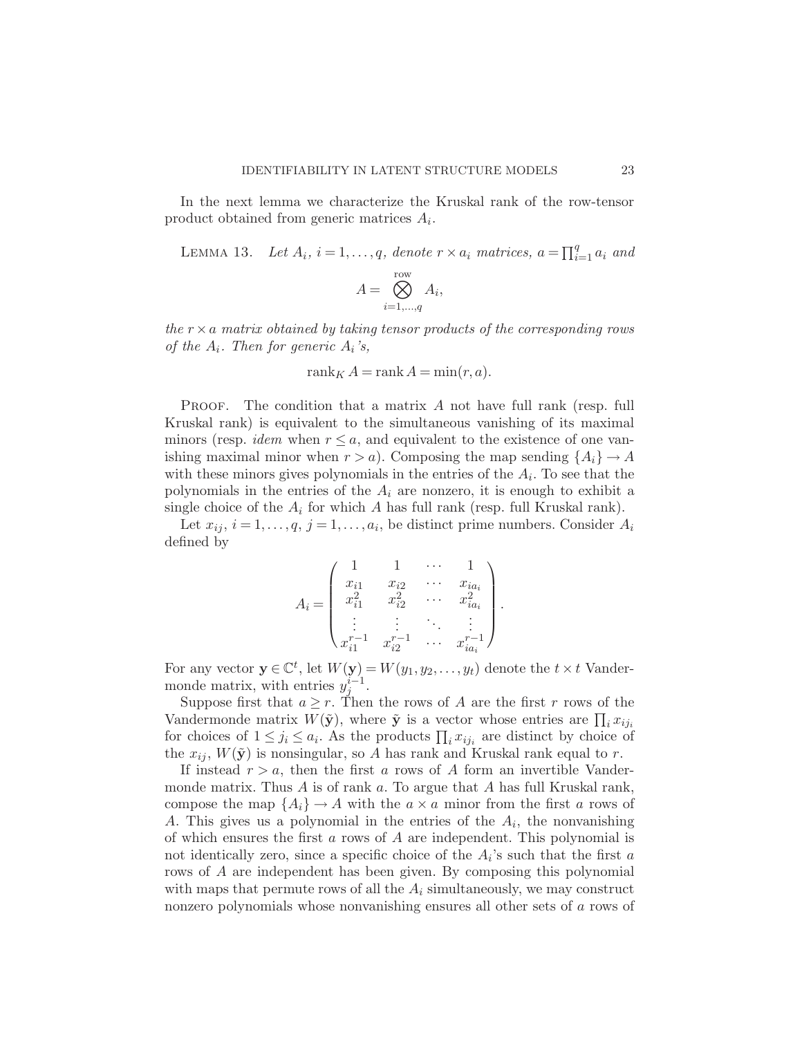In the next lemma we characterize the Kruskal rank of the row-tensor product obtained from generic matrices $A_i$.

LEMMA 13. *Let $A_i$, $i = 1, \dots, q$, denote $r \times a_i$ matrices, $a = \prod_{i=1}^q a_i$ and*

$$A = \bigotimes_{i=1,\dots,q}^{\text{row}} A_i,$$

*the $r \times a$ matrix obtained by taking tensor products of the corresponding rows of the $A_i$. Then for generic $A_i$'s,*

$$\operatorname{rank}_K A = \operatorname{rank} A = \min(r, a).$$

PROOF. The condition that a matrix $A$ not have full rank (resp. full Kruskal rank) is equivalent to the simultaneous vanishing of its maximal minors (resp. *idem* when $r \le a$, and equivalent to the existence of one vanishing maximal minor when $r > a$). Composing the map sending $\{A_i\} \to A$ with these minors gives polynomials in the entries of the $A_i$. To see that the polynomials in the entries of the $A_i$ are nonzero, it is enough to exhibit a single choice of the $A_i$ for which $A$ has full rank (resp. full Kruskal rank).

Let $x_{ij}$, $i = 1, \dots, q$, $j = 1, \dots, a_i$, be distinct prime numbers. Consider $A_i$ defined by

$$A_i = \begin{pmatrix} 1 & 1 & \cdots & 1 \\ x_{i1} & x_{i2} & \cdots & x_{ia_i} \\ x_{i1}^2 & x_{i2}^2 & \cdots & x_{ia_i}^2 \\ \vdots & \vdots & \ddots & \vdots \\ x_{i1}^{r-1} & x_{i2}^{r-1} & \cdots & x_{ia_i}^{r-1} \end{pmatrix}.$$

For any vector $\mathbf{y} \in \mathbb{C}^t$, let $W(\mathbf{y}) = W(y_1, y_2, \dots, y_t)$ denote the $t \times t$ Vandermonde matrix, with entries $y_j^{i-1}$.

Suppose first that $a \ge r$. Then the rows of $A$ are the first $r$ rows of the Vandermonde matrix $W(\tilde{\mathbf{y}})$, where $\tilde{\mathbf{y}}$ is a vector whose entries are $\prod_i x_{ij_i}$ for choices of $1 \le j_i \le a_i$. As the products $\prod_i x_{ij_i}$ are distinct by choice of the $x_{ij}$, $W(\tilde{\mathbf{y}})$ is nonsingular, so $A$ has rank and Kruskal rank equal to $r$.

If instead $r > a$, then the first $a$ rows of $A$ form an invertible Vandermonde matrix. Thus $A$ is of rank $a$. To argue that $A$ has full Kruskal rank, compose the map $\{A_i\} \to A$ with the $a \times a$ minor from the first $a$ rows of $A$. This gives us a polynomial in the entries of the $A_i$, the nonvanishing of which ensures the first $a$ rows of $A$ are independent. This polynomial is not identically zero, since a specific choice of the $A_i$'s such that the first $a$ rows of $A$ are independent has been given. By composing this polynomial with maps that permute rows of all the $A_i$ simultaneously, we may construct nonzero polynomials whose nonvanishing ensures all other sets of $a$ rows of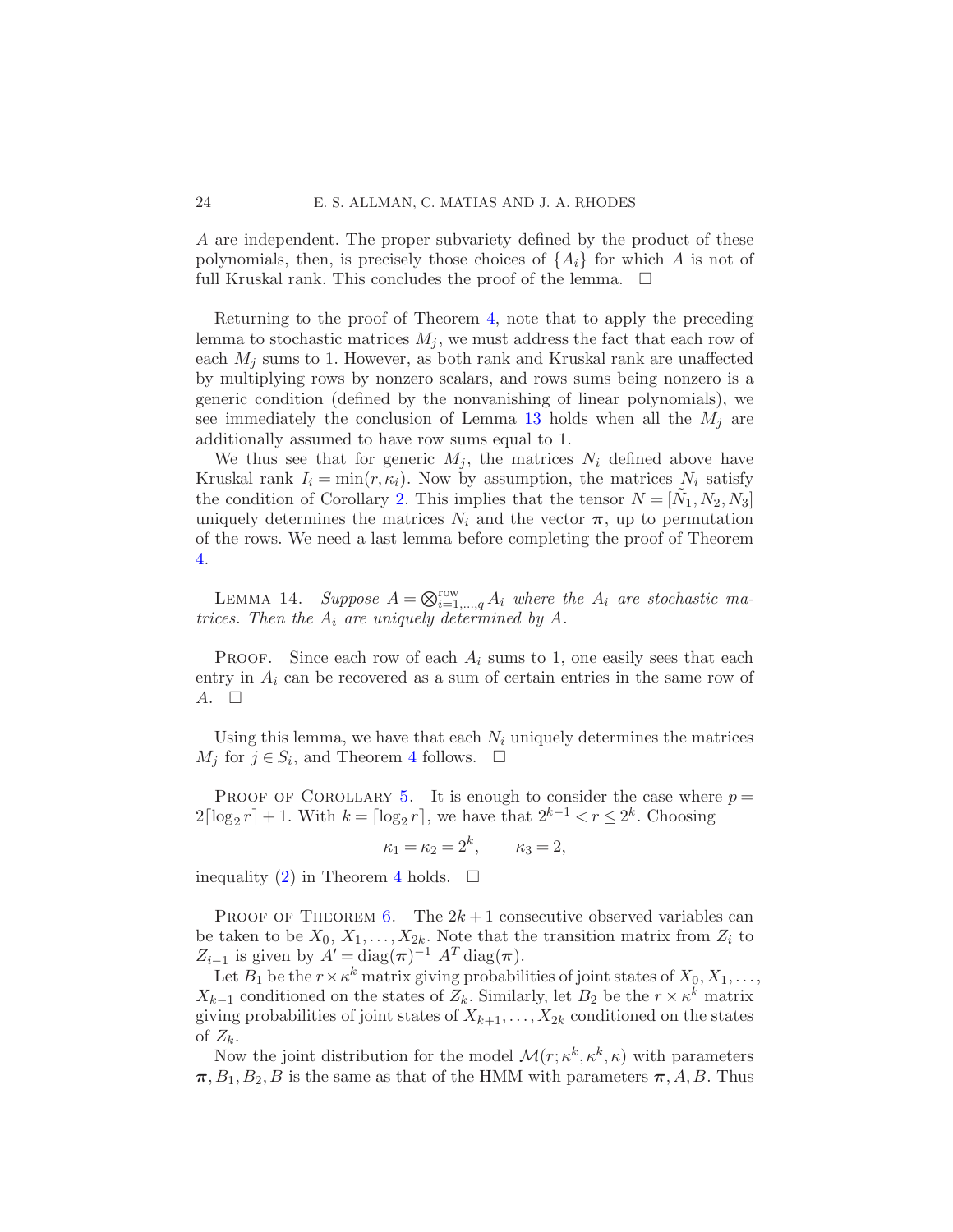$A$ are independent. The proper subvariety defined by the product of these polynomials, then, is precisely those choices of $\{A_i\}$ for which $A$ is not of full Kruskal rank. This concludes the proof of the lemma. $\square$

Returning to the proof of Theorem 4, note that to apply the preceding lemma to stochastic matrices $M_j$, we must address the fact that each row of each $M_j$ sums to 1. However, as both rank and Kruskal rank are unaffected by multiplying rows by nonzero scalars, and rows sums being nonzero is a generic condition (defined by the nonvanishing of linear polynomials), we see immediately the conclusion of Lemma 13 holds when all the $M_j$ are additionally assumed to have row sums equal to 1.

We thus see that for generic $M_j$, the matrices $N_i$ defined above have Kruskal rank $I_i = \min(r, \kappa_i)$. Now by assumption, the matrices $N_i$ satisfy the condition of Corollary 2. This implies that the tensor $N = [\tilde{N_1}, N_2, N_3]$ uniquely determines the matrices $N_i$ and the vector $\boldsymbol{\pi}$, up to permutation of the rows. We need a last lemma before completing the proof of Theorem 4.

Lemma 14. *Suppose $A = \bigotimes^{\mathrm{row}}_{i=1,\dots,q} A_i$ where the $A_i$ are stochastic matrices. Then the $A_i$ are uniquely determined by $A$.*

Proof. Since each row of each $A_i$ sums to 1, one easily sees that each entry in $A_i$ can be recovered as a sum of certain entries in the same row of $A$. $\square$

Using this lemma, we have that each $N_i$ uniquely determines the matrices $M_j$ for $j \in S_i$, and Theorem 4 follows. $\square$

Proof of Corollary 5. It is enough to consider the case where $p = 2\lceil \log_2 r \rceil + 1$. With $k = \lceil \log_2 r \rceil$, we have that $2^{k-1} < r \le 2^k$. Choosing

$$\kappa_1 = \kappa_2 = 2^k, \qquad \kappa_3 = 2,$$

inequality (2) in Theorem 4 holds. $\square$

Proof of Theorem 6. The $2k+1$ consecutive observed variables can be taken to be $X_0, X_1, \dots, X_{2k}$. Note that the transition matrix from $Z_i$ to $Z_{i-1}$ is given by $A' = \mathrm{diag}(\boldsymbol{\pi})^{-1}\, A^T \,\mathrm{diag}(\boldsymbol{\pi})$.

Let $B_1$ be the $r \times \kappa^k$ matrix giving probabilities of joint states of $X_0, X_1, \dots, X_{k-1}$ conditioned on the states of $Z_k$. Similarly, let $B_2$ be the $r \times \kappa^k$ matrix giving probabilities of joint states of $X_{k+1}, \dots, X_{2k}$ conditioned on the states of $Z_k$.

Now the joint distribution for the model $\mathcal{M}(r; \kappa^k, \kappa^k, \kappa)$ with parameters $\boldsymbol{\pi}, B_1, B_2, B$ is the same as that of the HMM with parameters $\boldsymbol{\pi}, A, B$. Thus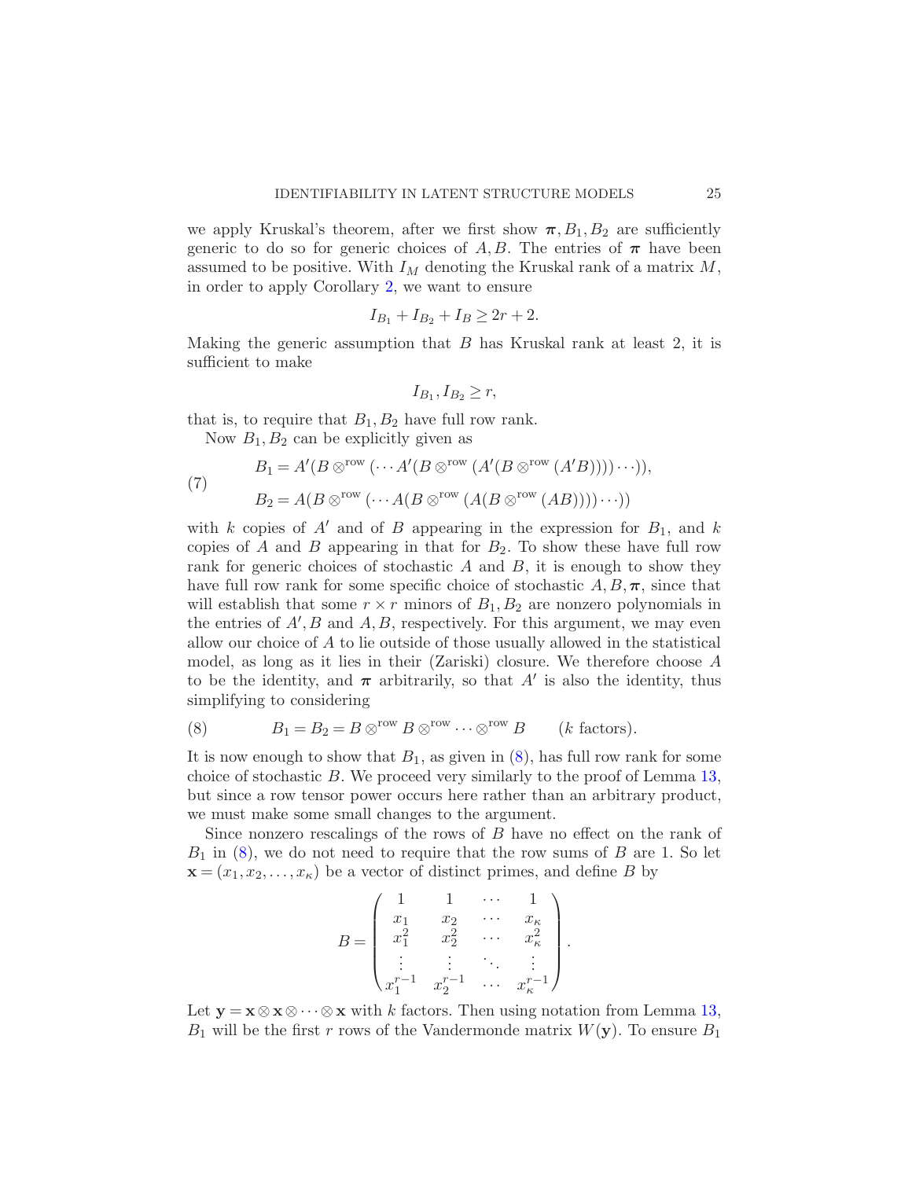we apply Kruskal's theorem, after we first show $\boldsymbol{\pi}, B_1, B_2$ are sufficiently generic to do so for generic choices of $A, B$. The entries of $\boldsymbol{\pi}$ have been assumed to be positive. With $I_M$ denoting the Kruskal rank of a matrix $M$, in order to apply Corollary 2, we want to ensure

$$I_{B_1} + I_{B_2} + I_B \geq 2r + 2.$$

Making the generic assumption that $B$ has Kruskal rank at least 2, it is sufficient to make

$$I_{B_1}, I_{B_2} \geq r,$$

that is, to require that $B_1, B_2$ have full row rank.

Now $B_1, B_2$ can be explicitly given as

$$\begin{aligned} B_1 &= A'(B \otimes^{\text{row}} (\cdots A'(B \otimes^{\text{row}} (A'(B \otimes^{\text{row}} (A'B)))) \cdots)), \\ B_2 &= A(B \otimes^{\text{row}} (\cdots A(B \otimes^{\text{row}} (A(B \otimes^{\text{row}} (AB)))) \cdots)) \end{aligned} \tag{7}$$

with $k$ copies of $A'$ and of $B$ appearing in the expression for $B_1$, and $k$ copies of $A$ and $B$ appearing in that for $B_2$. To show these have full row rank for generic choices of stochastic $A$ and $B$, it is enough to show they have full row rank for some specific choice of stochastic $A, B, \boldsymbol{\pi}$, since that will establish that some $r \times r$ minors of $B_1, B_2$ are nonzero polynomials in the entries of $A', B$ and $A, B$, respectively. For this argument, we may even allow our choice of $A$ to lie outside of those usually allowed in the statistical model, as long as it lies in their (Zariski) closure. We therefore choose $A$ to be the identity, and $\boldsymbol{\pi}$ arbitrarily, so that $A'$ is also the identity, thus simplifying to considering

$$B_1 = B_2 = B \otimes^{\text{row}} B \otimes^{\text{row}} \cdots \otimes^{\text{row}} B \qquad (k \text{ factors}). \tag{8}$$

It is now enough to show that $B_1$, as given in (8), has full row rank for some choice of stochastic $B$. We proceed very similarly to the proof of Lemma 13, but since a row tensor power occurs here rather than an arbitrary product, we must make some small changes to the argument.

Since nonzero rescalings of the rows of $B$ have no effect on the rank of $B_1$ in (8), we do not need to require that the row sums of $B$ are 1. So let $\mathbf{x} = (x_1, x_2, \ldots, x_\kappa)$ be a vector of distinct primes, and define $B$ by

$$B = \begin{pmatrix} 1 & 1 & \cdots & 1 \\ x_1 & x_2 & \cdots & x_\kappa \\ x_1^2 & x_2^2 & \cdots & x_\kappa^2 \\ \vdots & \vdots & \ddots & \vdots \\ x_1^{r-1} & x_2^{r-1} & \cdots & x_\kappa^{r-1} \end{pmatrix}.$$

Let $\mathbf{y} = \mathbf{x} \otimes \mathbf{x} \otimes \cdots \otimes \mathbf{x}$ with $k$ factors. Then using notation from Lemma 13, $B_1$ will be the first $r$ rows of the Vandermonde matrix $W(\mathbf{y})$. To ensure $B_1$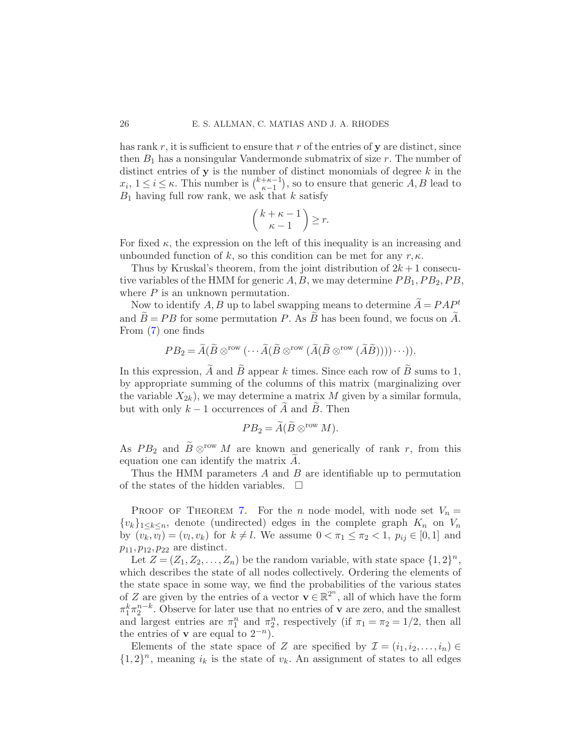has rank $r$, it is sufficient to ensure that $r$ of the entries of $\mathbf{y}$ are distinct, since then $B_1$ has a nonsingular Vandermonde submatrix of size $r$. The number of distinct entries of $\mathbf{y}$ is the number of distinct monomials of degree $k$ in the $x_i$, $1 \le i \le \kappa$. This number is $\binom{k+\kappa-1}{\kappa-1}$, so to ensure that generic $A, B$ lead to $B_1$ having full row rank, we ask that $k$ satisfy

$$\binom{k+\kappa-1}{\kappa-1} \ge r.$$

For fixed $\kappa$, the expression on the left of this inequality is an increasing and unbounded function of $k$, so this condition can be met for any $r, \kappa$.

Thus by Kruskal's theorem, from the joint distribution of $2k+1$ consecutive variables of the HMM for generic $A, B$, we may determine $PB_1, PB_2, PB$, where $P$ is an unknown permutation.

Now to identify $A, B$ up to label swapping means to determine $\widetilde{A} = PAP^t$ and $\widetilde{B} = PB$ for some permutation $P$. As $\widetilde{B}$ has been found, we focus on $\widetilde{A}$. From (7) one finds

$$PB_2 = \widetilde{A}(\widetilde{B} \otimes^{\text{row}} (\cdots \widetilde{A}(\widetilde{B} \otimes^{\text{row}} (\widetilde{A}(\widetilde{B} \otimes^{\text{row}} (\widetilde{A}\widetilde{B})))) \cdots)).$$

In this expression, $\widetilde{A}$ and $\widetilde{B}$ appear $k$ times. Since each row of $\widetilde{B}$ sums to 1, by appropriate summing of the columns of this matrix (marginalizing over the variable $X_{2k}$), we may determine a matrix $M$ given by a similar formula, but with only $k-1$ occurrences of $\widetilde{A}$ and $\widetilde{B}$. Then

$$PB_2 = \widetilde{A}(\widetilde{B} \otimes^{\text{row}} M).$$

As $PB_2$ and $\widetilde{B} \otimes^{\text{row}} M$ are known and generically of rank $r$, from this equation one can identify the matrix $\widetilde{A}$.

Thus the HMM parameters $A$ and $B$ are identifiable up to permutation of the states of the hidden variables. $\square$

Proof of Theorem 7. For the $n$ node model, with node set $V_n = \{v_k\}_{1 \le k \le n}$, denote (undirected) edges in the complete graph $K_n$ on $V_n$ by $(v_k, v_l) = (v_l, v_k)$ for $k \ne l$. We assume $0 < \pi_1 \le \pi_2 < 1$, $p_{ij} \in [0,1]$ and $p_{11}, p_{12}, p_{22}$ are distinct.

Let $Z = (Z_1, Z_2, \ldots, Z_n)$ be the random variable, with state space $\{1,2\}^n$, which describes the state of all nodes collectively. Ordering the elements of the state space in some way, we find the probabilities of the various states of $Z$ are given by the entries of a vector $\mathbf{v} \in \mathbb{R}^{2^n}$, all of which have the form $\pi_1^k \pi_2^{n-k}$. Observe for later use that no entries of $\mathbf{v}$ are zero, and the smallest and largest entries are $\pi_1^n$ and $\pi_2^n$, respectively (if $\pi_1 = \pi_2 = 1/2$, then all the entries of $\mathbf{v}$ are equal to $2^{-n}$).

Elements of the state space of $Z$ are specified by $\mathcal{I} = (i_1, i_2, \ldots, i_n) \in \{1,2\}^n$, meaning $i_k$ is the state of $v_k$. An assignment of states to all edges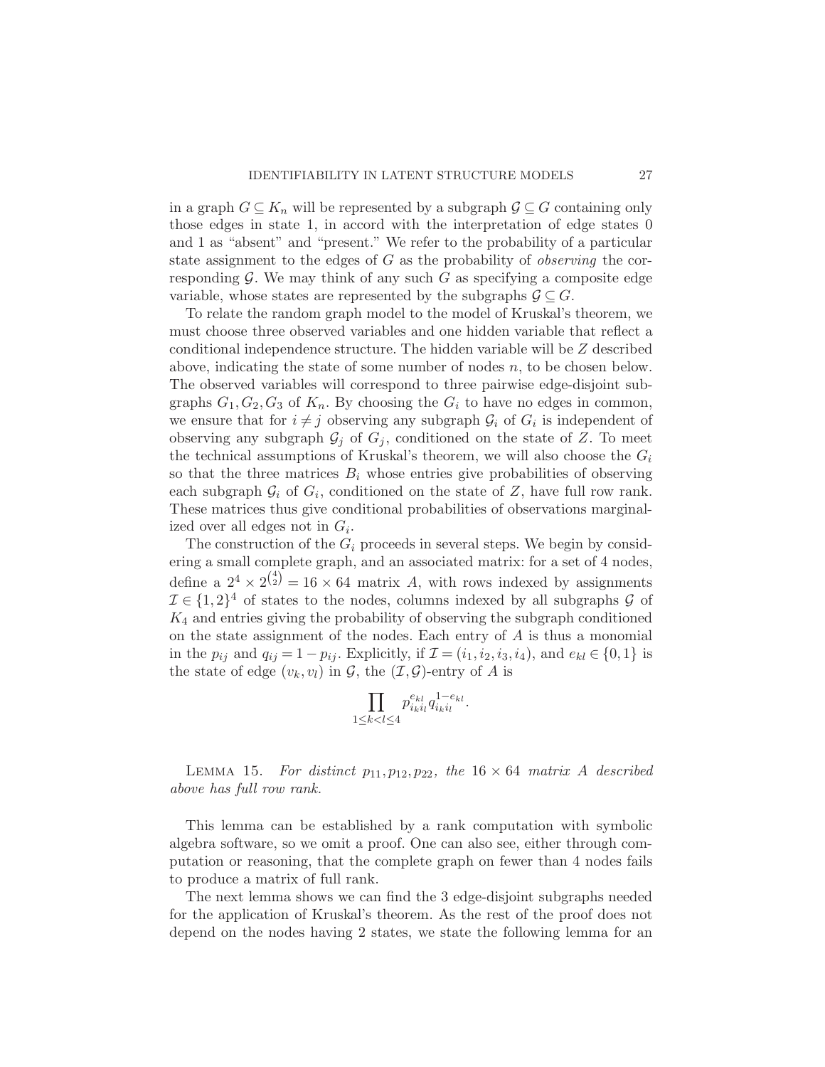in a graph $G \subseteq K_n$ will be represented by a subgraph $\mathcal{G} \subseteq G$ containing only those edges in state 1, in accord with the interpretation of edge states 0 and 1 as "absent" and "present." We refer to the probability of a particular state assignment to the edges of $G$ as the probability of *observing* the corresponding $\mathcal{G}$. We may think of any such $G$ as specifying a composite edge variable, whose states are represented by the subgraphs $\mathcal{G} \subseteq G$.

To relate the random graph model to the model of Kruskal's theorem, we must choose three observed variables and one hidden variable that reflect a conditional independence structure. The hidden variable will be $Z$ described above, indicating the state of some number of nodes $n$, to be chosen below. The observed variables will correspond to three pairwise edge-disjoint subgraphs $G_1, G_2, G_3$ of $K_n$. By choosing the $G_i$ to have no edges in common, we ensure that for $i \neq j$ observing any subgraph $\mathcal{G}_i$ of $G_i$ is independent of observing any subgraph $\mathcal{G}_j$ of $G_j$, conditioned on the state of $Z$. To meet the technical assumptions of Kruskal's theorem, we will also choose the $G_i$ so that the three matrices $B_i$ whose entries give probabilities of observing each subgraph $\mathcal{G}_i$ of $G_i$, conditioned on the state of $Z$, have full row rank. These matrices thus give conditional probabilities of observations marginalized over all edges not in $G_i$.

The construction of the $G_i$ proceeds in several steps. We begin by considering a small complete graph, and an associated matrix: for a set of 4 nodes, define a $2^4 \times 2^{\binom{4}{2}} = 16 \times 64$ matrix $A$, with rows indexed by assignments $\mathcal{I} \in \{1, 2\}^4$ of states to the nodes, columns indexed by all subgraphs $\mathcal{G}$ of $K_4$ and entries giving the probability of observing the subgraph conditioned on the state assignment of the nodes. Each entry of $A$ is thus a monomial in the $p_{ij}$ and $q_{ij} = 1 - p_{ij}$. Explicitly, if $\mathcal{I} = (i_1, i_2, i_3, i_4)$, and $e_{kl} \in \{0, 1\}$ is the state of edge $(v_k, v_l)$ in $\mathcal{G}$, the $(\mathcal{I}, \mathcal{G})$-entry of $A$ is

$$\prod_{1 \le k < l \le 4} p_{i_k i_l}^{e_{kl}} q_{i_k i_l}^{1 - e_{kl}}.$$

LEMMA 15. *For distinct $p_{11}, p_{12}, p_{22}$, the $16 \times 64$ matrix $A$ described above has full row rank.*

This lemma can be established by a rank computation with symbolic algebra software, so we omit a proof. One can also see, either through computation or reasoning, that the complete graph on fewer than 4 nodes fails to produce a matrix of full rank.

The next lemma shows we can find the 3 edge-disjoint subgraphs needed for the application of Kruskal's theorem. As the rest of the proof does not depend on the nodes having 2 states, we state the following lemma for an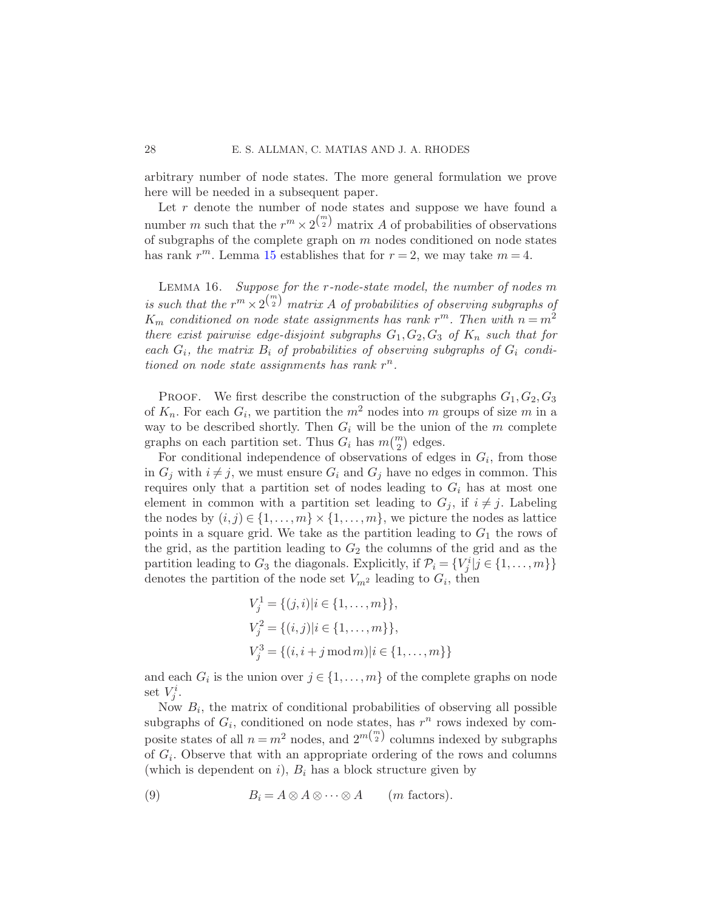arbitrary number of node states. The more general formulation we prove here will be needed in a subsequent paper.

Let $r$ denote the number of node states and suppose we have found a number $m$ such that the $r^m \times 2^{\binom{m}{2}}$ matrix $A$ of probabilities of observations of subgraphs of the complete graph on $m$ nodes conditioned on node states has rank $r^m$. Lemma 15 establishes that for $r = 2$, we may take $m = 4$.

LEMMA 16. *Suppose for the $r$-node-state model, the number of nodes $m$ is such that the $r^m \times 2^{\binom{m}{2}}$ matrix $A$ of probabilities of observing subgraphs of $K_m$ conditioned on node state assignments has rank $r^m$. Then with $n = m^2$ there exist pairwise edge-disjoint subgraphs $G_1, G_2, G_3$ of $K_n$ such that for each $G_i$, the matrix $B_i$ of probabilities of observing subgraphs of $G_i$ conditioned on node state assignments has rank $r^n$.*

PROOF. We first describe the construction of the subgraphs $G_1, G_2, G_3$ of $K_n$. For each $G_i$, we partition the $m^2$ nodes into $m$ groups of size $m$ in a way to be described shortly. Then $G_i$ will be the union of the $m$ complete graphs on each partition set. Thus $G_i$ has $m\binom{m}{2}$ edges.

For conditional independence of observations of edges in $G_i$, from those in $G_j$ with $i \neq j$, we must ensure $G_i$ and $G_j$ have no edges in common. This requires only that a partition set of nodes leading to $G_i$ has at most one element in common with a partition set leading to $G_j$, if $i \neq j$. Labeling the nodes by $(i, j) \in \{1, \ldots, m\} \times \{1, \ldots, m\}$, we picture the nodes as lattice points in a square grid. We take as the partition leading to $G_1$ the rows of the grid, as the partition leading to $G_2$ the columns of the grid and as the partition leading to $G_3$ the diagonals. Explicitly, if $\mathcal{P}_i = \{V_j^i | j \in \{1, \ldots, m\}\}$ denotes the partition of the node set $V_{m^2}$ leading to $G_i$, then

$$
\begin{aligned}
V_j^1 &= \{(j, i) | i \in \{1, \ldots, m\}\}, \\
V_j^2 &= \{(i, j) | i \in \{1, \ldots, m\}\}, \\
V_j^3 &= \{(i, i + j \bmod m) | i \in \{1, \ldots, m\}\}
\end{aligned}
$$

and each $G_i$ is the union over $j \in \{1, \ldots, m\}$ of the complete graphs on node set $V_j^i$.

Now $B_i$, the matrix of conditional probabilities of observing all possible subgraphs of $G_i$, conditioned on node states, has $r^n$ rows indexed by composite states of all $n = m^2$ nodes, and $2^{m\binom{m}{2}}$ columns indexed by subgraphs of $G_i$. Observe that with an appropriate ordering of the rows and columns (which is dependent on $i$), $B_i$ has a block structure given by

$$
B_i = A \otimes A \otimes \cdots \otimes A \qquad (m \text{ factors}). \tag{9}
$$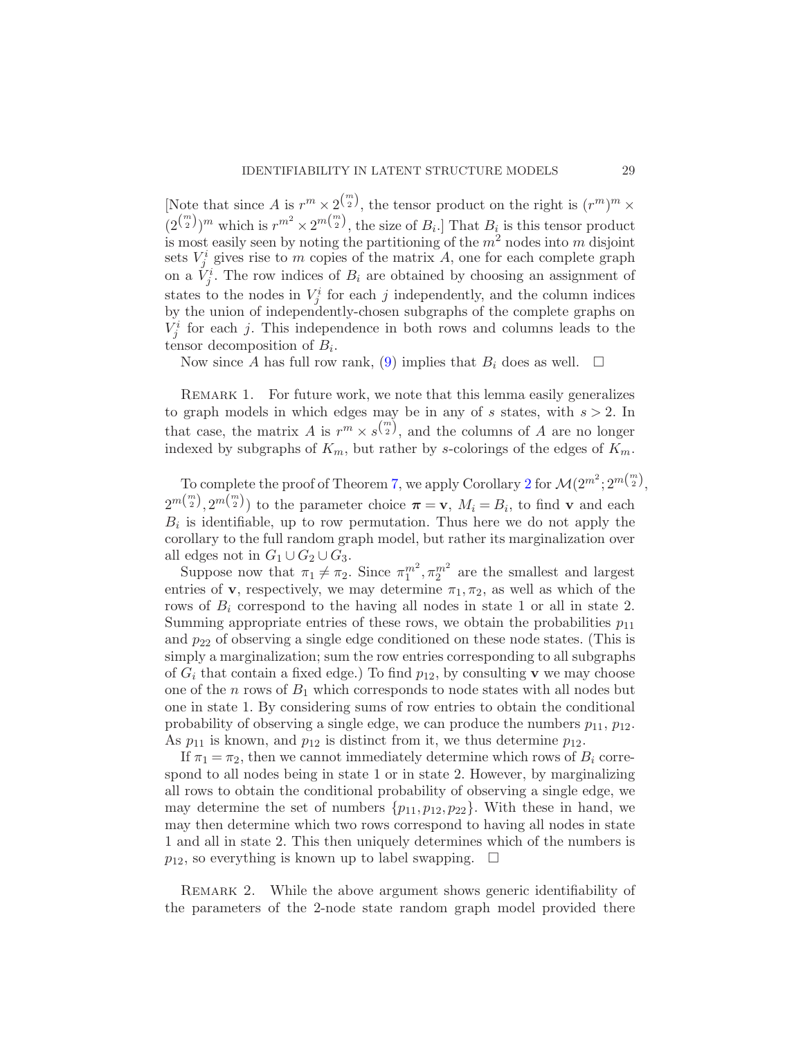[Note that since $A$ is $r^m \times 2^{\binom{m}{2}}$, the tensor product on the right is $(r^m)^m \times (2^{\binom{m}{2}})^m$ which is $r^{m^2} \times 2^{m\binom{m}{2}}$, the size of $B_i$.] That $B_i$ is this tensor product is most easily seen by noting the partitioning of the $m^2$ nodes into $m$ disjoint sets $V^i_j$ gives rise to $m$ copies of the matrix $A$, one for each complete graph on a $V^i_j$. The row indices of $B_i$ are obtained by choosing an assignment of states to the nodes in $V^i_j$ for each $j$ independently, and the column indices by the union of independently-chosen subgraphs of the complete graphs on $V^i_j$ for each $j$. This independence in both rows and columns leads to the tensor decomposition of $B_i$.

Now since $A$ has full row rank, (9) implies that $B_i$ does as well. $\square$

REMARK 1. For future work, we note that this lemma easily generalizes to graph models in which edges may be in any of $s$ states, with $s > 2$. In that case, the matrix $A$ is $r^m \times s^{\binom{m}{2}}$, and the columns of $A$ are no longer indexed by subgraphs of $K_m$, but rather by $s$-colorings of the edges of $K_m$.

To complete the proof of Theorem 7, we apply Corollary 2 for $\mathcal{M}(2^{m^2}; 2^{m\binom{m}{2}}, 2^{m\binom{m}{2}}, 2^{m\binom{m}{2}})$ to the parameter choice $\boldsymbol{\pi} = \mathbf{v}$, $M_i = B_i$, to find $\mathbf{v}$ and each $B_i$ is identifiable, up to row permutation. Thus here we do not apply the corollary to the full random graph model, but rather its marginalization over all edges not in $G_1 \cup G_2 \cup G_3$.

Suppose now that $\pi_1 \neq \pi_2$. Since $\pi_1^{m^2}, \pi_2^{m^2}$ are the smallest and largest entries of $\mathbf{v}$, respectively, we may determine $\pi_1, \pi_2$, as well as which of the rows of $B_i$ correspond to the having all nodes in state 1 or all in state 2. Summing appropriate entries of these rows, we obtain the probabilities $p_{11}$ and $p_{22}$ of observing a single edge conditioned on these node states. (This is simply a marginalization; sum the row entries corresponding to all subgraphs of $G_i$ that contain a fixed edge.) To find $p_{12}$, by consulting $\mathbf{v}$ we may choose one of the $n$ rows of $B_1$ which corresponds to node states with all nodes but one in state 1. By considering sums of row entries to obtain the conditional probability of observing a single edge, we can produce the numbers $p_{11}$, $p_{12}$. As $p_{11}$ is known, and $p_{12}$ is distinct from it, we thus determine $p_{12}$.

If $\pi_1 = \pi_2$, then we cannot immediately determine which rows of $B_i$ correspond to all nodes being in state 1 or in state 2. However, by marginalizing all rows to obtain the conditional probability of observing a single edge, we may determine the set of numbers $\{p_{11}, p_{12}, p_{22}\}$. With these in hand, we may then determine which two rows correspond to having all nodes in state 1 and all in state 2. This then uniquely determines which of the numbers is $p_{12}$, so everything is known up to label swapping. $\square$

REMARK 2. While the above argument shows generic identifiability of the parameters of the 2-node state random graph model provided there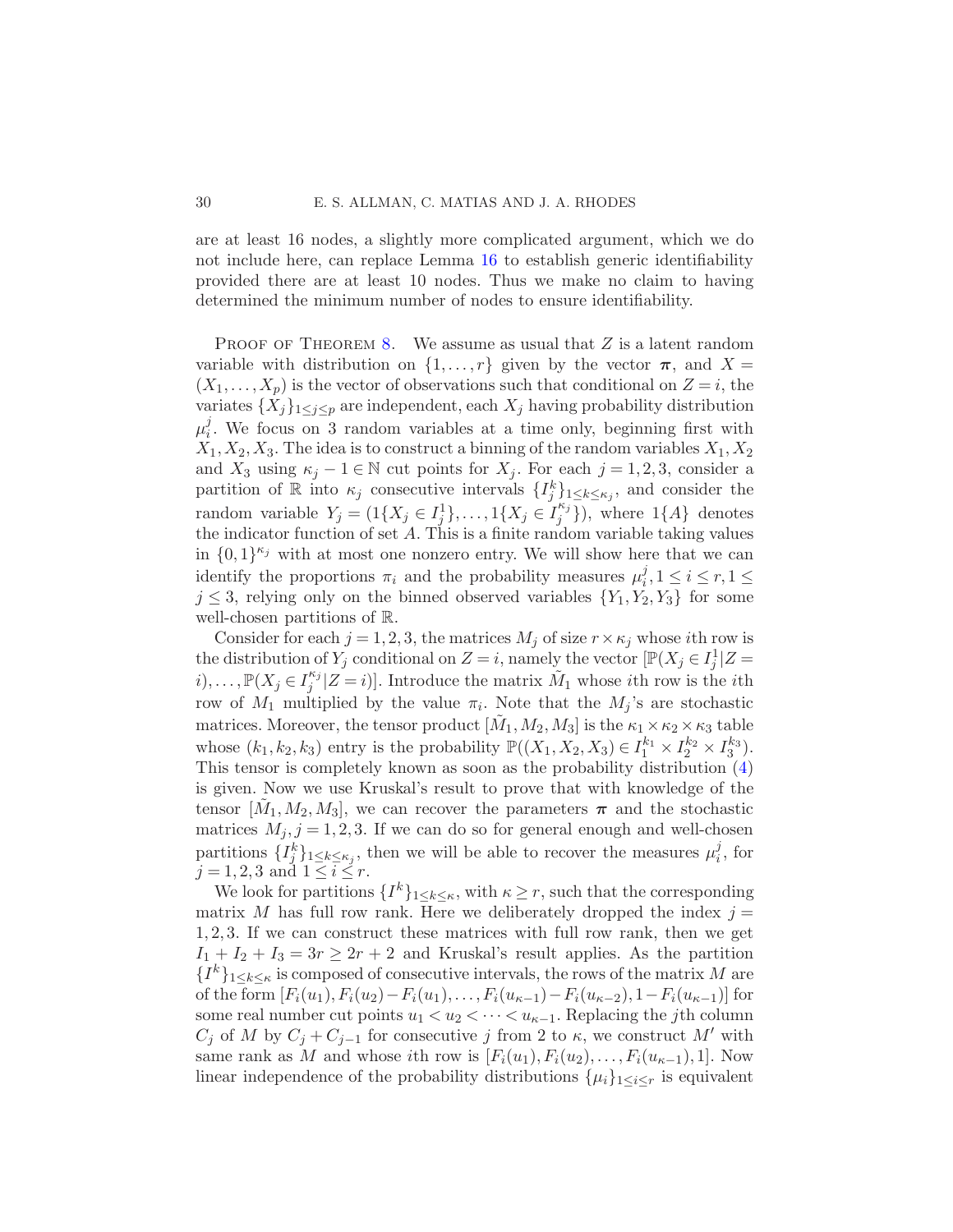are at least 16 nodes, a slightly more complicated argument, which we do not include here, can replace Lemma 16 to establish generic identifiability provided there are at least 10 nodes. Thus we make no claim to having determined the minimum number of nodes to ensure identifiability.

Proof of Theorem 8. We assume as usual that $Z$ is a latent random variable with distribution on $\{1,\dots,r\}$ given by the vector $\boldsymbol{\pi}$, and $X = (X_1,\dots,X_p)$ is the vector of observations such that conditional on $Z = i$, the variates $\{X_j\}_{1\le j\le p}$ are independent, each $X_j$ having probability distribution $\mu_i^j$. We focus on 3 random variables at a time only, beginning first with $X_1, X_2, X_3$. The idea is to construct a binning of the random variables $X_1, X_2$ and $X_3$ using $\kappa_j - 1 \in \mathbb{N}$ cut points for $X_j$. For each $j = 1,2,3$, consider a partition of $\mathbb{R}$ into $\kappa_j$ consecutive intervals $\{I_j^k\}_{1\le k\le\kappa_j}$, and consider the random variable $Y_j = (1\{X_j \in I_j^1\},\dots,1\{X_j \in I_j^{\kappa_j}\})$, where $1\{A\}$ denotes the indicator function of set $A$. This is a finite random variable taking values in $\{0,1\}^{\kappa_j}$ with at most one nonzero entry. We will show here that we can identify the proportions $\pi_i$ and the probability measures $\mu_i^j, 1 \le i \le r, 1 \le j \le 3$, relying only on the binned observed variables $\{Y_1, Y_2, Y_3\}$ for some well-chosen partitions of $\mathbb{R}$.

Consider for each $j = 1,2,3$, the matrices $M_j$ of size $r \times \kappa_j$ whose $i$th row is the distribution of $Y_j$ conditional on $Z = i$, namely the vector $[\mathbb{P}(X_j \in I_j^1|Z = i),\dots,\mathbb{P}(X_j \in I_j^{\kappa_j}|Z = i)]$. Introduce the matrix $\tilde{M}_1$ whose $i$th row is the $i$th row of $M_1$ multiplied by the value $\pi_i$. Note that the $M_j$'s are stochastic matrices. Moreover, the tensor product $[\tilde{M}_1, M_2, M_3]$ is the $\kappa_1 \times \kappa_2 \times \kappa_3$ table whose $(k_1,k_2,k_3)$ entry is the probability $\mathbb{P}((X_1,X_2,X_3) \in I_1^{k_1} \times I_2^{k_2} \times I_3^{k_3})$. This tensor is completely known as soon as the probability distribution (4) is given. Now we use Kruskal's result to prove that with knowledge of the tensor $[\tilde{M}_1, M_2, M_3]$, we can recover the parameters $\boldsymbol{\pi}$ and the stochastic matrices $M_j, j = 1,2,3$. If we can do so for general enough and well-chosen partitions $\{I_j^k\}_{1\le k\le\kappa_j}$, then we will be able to recover the measures $\mu_i^j$, for $j = 1,2,3$ and $1 \le i \le r$.

We look for partitions $\{I^k\}_{1\le k\le\kappa}$, with $\kappa \ge r$, such that the corresponding matrix $M$ has full row rank. Here we deliberately dropped the index $j = 1,2,3$. If we can construct these matrices with full row rank, then we get $I_1 + I_2 + I_3 = 3r \ge 2r + 2$ and Kruskal's result applies. As the partition $\{I^k\}_{1\le k\le\kappa}$ is composed of consecutive intervals, the rows of the matrix $M$ are of the form $[F_i(u_1), F_i(u_2) - F_i(u_1),\dots,F_i(u_{\kappa-1}) - F_i(u_{\kappa-2}), 1 - F_i(u_{\kappa-1})]$ for some real number cut points $u_1 < u_2 < \cdots < u_{\kappa-1}$. Replacing the $j$th column $C_j$ of $M$ by $C_j + C_{j-1}$ for consecutive $j$ from 2 to $\kappa$, we construct $M'$ with same rank as $M$ and whose $i$th row is $[F_i(u_1), F_i(u_2),\dots,F_i(u_{\kappa-1}), 1]$. Now linear independence of the probability distributions $\{\mu_i\}_{1\le i\le r}$ is equivalent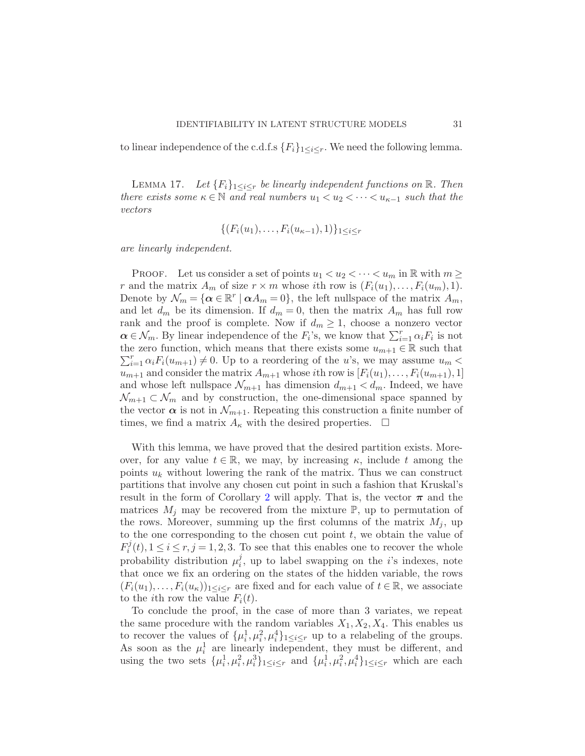to linear independence of the c.d.f.s $\{F_i\}_{1\le i\le r}$. We need the following lemma.

LEMMA 17. *Let $\{F_i\}_{1\le i\le r}$ be linearly independent functions on $\mathbb{R}$. Then there exists some $\kappa \in \mathbb{N}$ and real numbers $u_1 < u_2 < \cdots < u_{\kappa-1}$ such that the vectors*

$$\{(F_i(u_1), \dots, F_i(u_{\kappa-1}), 1)\}_{1\le i\le r}$$

*are linearly independent.*

PROOF. Let us consider a set of points $u_1 < u_2 < \cdots < u_m$ in $\mathbb{R}$ with $m \ge r$ and the matrix $A_m$ of size $r \times m$ whose $i$th row is $(F_i(u_1), \dots, F_i(u_m), 1)$. Denote by $\mathcal{N}_m = \{\boldsymbol{\alpha} \in \mathbb{R}^r \mid \boldsymbol{\alpha} A_m = 0\}$, the left nullspace of the matrix $A_m$, and let $d_m$ be its dimension. If $d_m = 0$, then the matrix $A_m$ has full row rank and the proof is complete. Now if $d_m \ge 1$, choose a nonzero vector $\boldsymbol{\alpha} \in \mathcal{N}_m$. By linear independence of the $F_i$'s, we know that $\sum_{i=1}^r \alpha_i F_i$ is not the zero function, which means that there exists some $u_{m+1} \in \mathbb{R}$ such that $\sum_{i=1}^r \alpha_i F_i(u_{m+1}) \ne 0$. Up to a reordering of the $u$'s, we may assume $u_m < u_{m+1}$ and consider the matrix $A_{m+1}$ whose $i$th row is $[F_i(u_1), \dots, F_i(u_{m+1}), 1]$ and whose left nullspace $\mathcal{N}_{m+1}$ has dimension $d_{m+1} < d_m$. Indeed, we have $\mathcal{N}_{m+1} \subset \mathcal{N}_m$ and by construction, the one-dimensional space spanned by the vector $\boldsymbol{\alpha}$ is not in $\mathcal{N}_{m+1}$. Repeating this construction a finite number of times, we find a matrix $A_\kappa$ with the desired properties. $\square$

With this lemma, we have proved that the desired partition exists. Moreover, for any value $t \in \mathbb{R}$, we may, by increasing $\kappa$, include $t$ among the points $u_k$ without lowering the rank of the matrix. Thus we can construct partitions that involve any chosen cut point in such a fashion that Kruskal's result in the form of Corollary 2 will apply. That is, the vector $\boldsymbol{\pi}$ and the matrices $M_j$ may be recovered from the mixture $\mathbb{P}$, up to permutation of the rows. Moreover, summing up the first columns of the matrix $M_j$, up to the one corresponding to the chosen cut point $t$, we obtain the value of $F_i^j(t), 1 \le i \le r, j = 1, 2, 3$. To see that this enables one to recover the whole probability distribution $\mu_i^j$, up to label swapping on the $i$'s indexes, note that once we fix an ordering on the states of the hidden variable, the rows $(F_i(u_1), \dots, F_i(u_\kappa))_{1\le i\le r}$ are fixed and for each value of $t \in \mathbb{R}$, we associate to the $i$th row the value $F_i(t)$.

To conclude the proof, in the case of more than 3 variates, we repeat the same procedure with the random variables $X_1, X_2, X_4$. This enables us to recover the values of $\{\mu_i^1, \mu_i^2, \mu_i^4\}_{1\le i\le r}$ up to a relabeling of the groups. As soon as the $\mu_i^1$ are linearly independent, they must be different, and using the two sets $\{\mu_i^1, \mu_i^2, \mu_i^3\}_{1\le i\le r}$ and $\{\mu_i^1, \mu_i^2, \mu_i^4\}_{1\le i\le r}$ which are each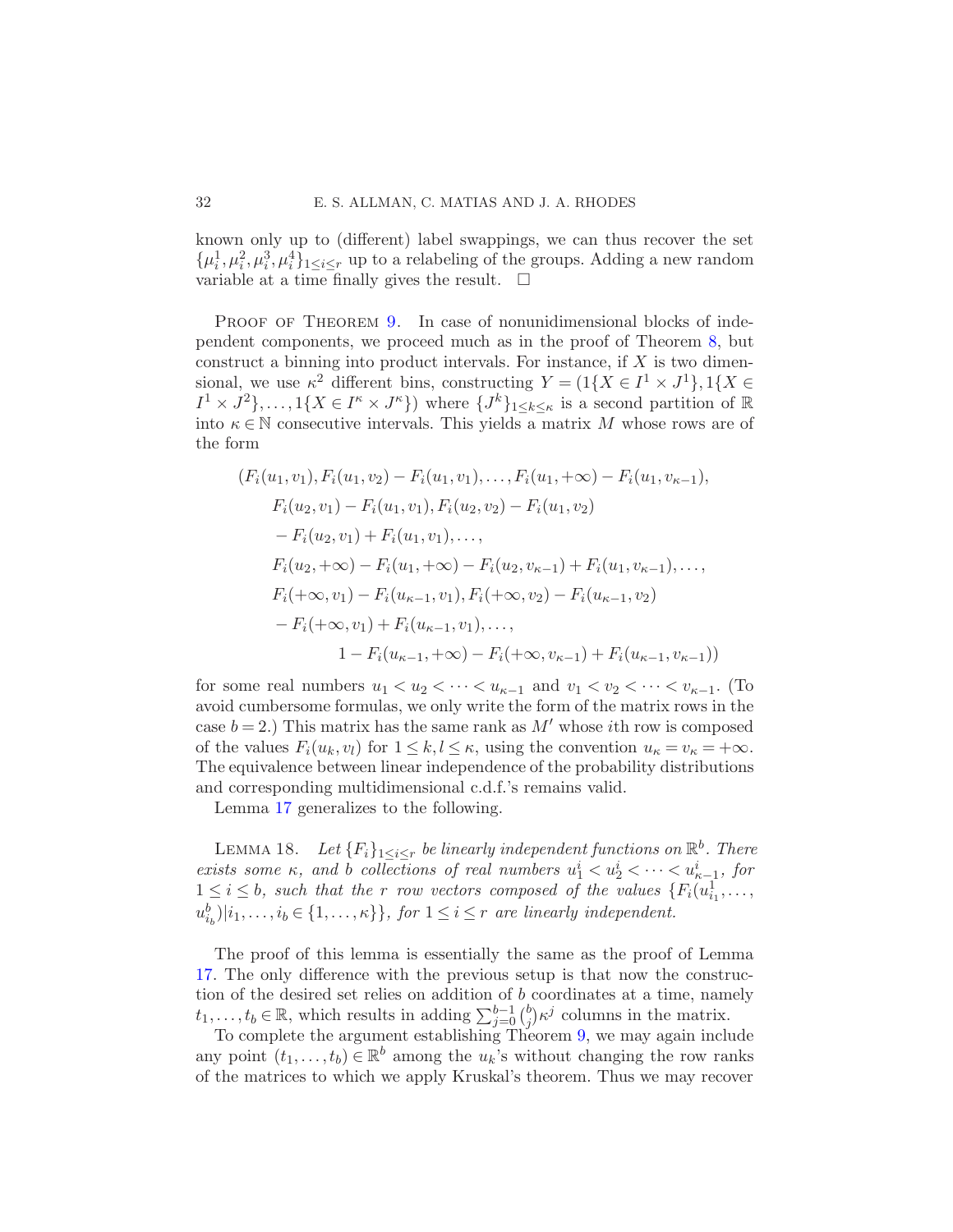known only up to (different) label swappings, we can thus recover the set $\{\mu_i^1, \mu_i^2, \mu_i^3, \mu_i^4\}_{1 \le i \le r}$ up to a relabeling of the groups. Adding a new random variable at a time finally gives the result. $\square$

PROOF OF THEOREM 9. In case of nonunidimensional blocks of independent components, we proceed much as in the proof of Theorem 8, but construct a binning into product intervals. For instance, if $X$ is two dimensional, we use $\kappa^2$ different bins, constructing $Y = (1\{X \in I^1 \times J^1\}, 1\{X \in I^1 \times J^2\}, \dots, 1\{X \in I^\kappa \times J^\kappa\})$ where $\{J^k\}_{1 \le k \le \kappa}$ is a second partition of $\mathbb{R}$ into $\kappa \in \mathbb{N}$ consecutive intervals. This yields a matrix $M$ whose rows are of the form

$$
\begin{aligned}
&(F_i(u_1, v_1), F_i(u_1, v_2) - F_i(u_1, v_1), \dots, F_i(u_1, +\infty) - F_i(u_1, v_{\kappa-1}),\\
&\quad F_i(u_2, v_1) - F_i(u_1, v_1), F_i(u_2, v_2) - F_i(u_1, v_2)\\
&\quad - F_i(u_2, v_1) + F_i(u_1, v_1), \dots,\\
&\quad F_i(u_2, +\infty) - F_i(u_1, +\infty) - F_i(u_2, v_{\kappa-1}) + F_i(u_1, v_{\kappa-1}), \dots,\\
&\quad F_i(+\infty, v_1) - F_i(u_{\kappa-1}, v_1), F_i(+\infty, v_2) - F_i(u_{\kappa-1}, v_2)\\
&\quad - F_i(+\infty, v_1) + F_i(u_{\kappa-1}, v_1), \dots,\\
&\qquad\qquad 1 - F_i(u_{\kappa-1}, +\infty) - F_i(+\infty, v_{\kappa-1}) + F_i(u_{\kappa-1}, v_{\kappa-1}))
\end{aligned}
$$

for some real numbers $u_1 < u_2 < \cdots < u_{\kappa-1}$ and $v_1 < v_2 < \cdots < v_{\kappa-1}$. (To avoid cumbersome formulas, we only write the form of the matrix rows in the case $b = 2$.) This matrix has the same rank as $M'$ whose $i$th row is composed of the values $F_i(u_k, v_l)$ for $1 \le k, l \le \kappa$, using the convention $u_\kappa = v_\kappa = +\infty$. The equivalence between linear independence of the probability distributions and corresponding multidimensional c.d.f.'s remains valid.

Lemma 17 generalizes to the following.

LEMMA 18. *Let $\{F_i\}_{1 \le i \le r}$ be linearly independent functions on $\mathbb{R}^b$. There exists some $\kappa$, and $b$ collections of real numbers $u_1^i < u_2^i < \cdots < u_{\kappa-1}^i$, for $1 \le i \le b$, such that the $r$ row vectors composed of the values $\{F_i(u_{i_1}^1, \dots, u_{i_b}^b) | i_1, \dots, i_b \in \{1, \dots, \kappa\}\}$, for $1 \le i \le r$ are linearly independent.*

The proof of this lemma is essentially the same as the proof of Lemma 17. The only difference with the previous setup is that now the construction of the desired set relies on addition of $b$ coordinates at a time, namely $t_1, \dots, t_b \in \mathbb{R}$, which results in adding $\sum_{j=0}^{b-1} \binom{b}{j} \kappa^j$ columns in the matrix.

To complete the argument establishing Theorem 9, we may again include any point $(t_1, \dots, t_b) \in \mathbb{R}^b$ among the $u_k$'s without changing the row ranks of the matrices to which we apply Kruskal's theorem. Thus we may recover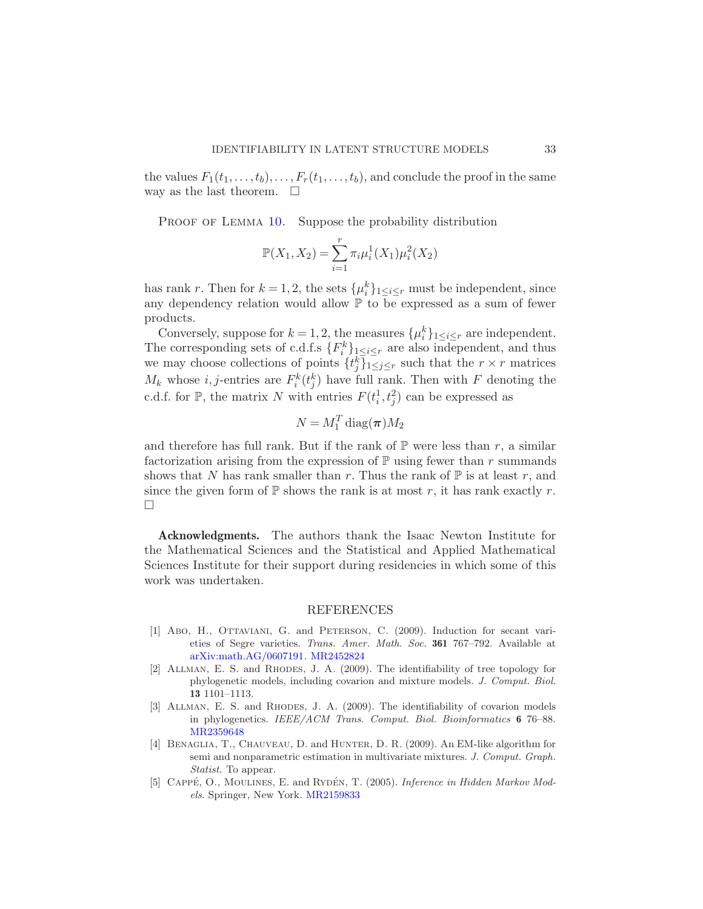the values $F_1(t_1, \dots, t_b), \dots, F_r(t_1, \dots, t_b)$, and conclude the proof in the same way as the last theorem. $\square$

Proof of Lemma 10. Suppose the probability distribution

$$\mathbb{P}(X_1, X_2) = \sum_{i=1}^{r} \pi_i \mu_i^1(X_1) \mu_i^2(X_2)$$

has rank $r$. Then for $k = 1, 2$, the sets $\{\mu_i^k\}_{1 \leq i \leq r}$ must be independent, since any dependency relation would allow $\mathbb{P}$ to be expressed as a sum of fewer products.

Conversely, suppose for $k = 1, 2$, the measures $\{\mu_i^k\}_{1 \leq i \leq r}$ are independent. The corresponding sets of c.d.f.s $\{F_i^k\}_{1 \leq i \leq r}$ are also independent, and thus we may choose collections of points $\{t_j^k\}_{1 \leq j \leq r}$ such that the $r \times r$ matrices $M_k$ whose $i,j$-entries are $F_i^k(t_j^k)$ have full rank. Then with $F$ denoting the c.d.f. for $\mathbb{P}$, the matrix $N$ with entries $F(t_i^1, t_j^2)$ can be expressed as

$$N = M_1^T \operatorname{diag}(\boldsymbol{\pi}) M_2$$

and therefore has full rank. But if the rank of $\mathbb{P}$ were less than $r$, a similar factorization arising from the expression of $\mathbb{P}$ using fewer than $r$ summands shows that $N$ has rank smaller than $r$. Thus the rank of $\mathbb{P}$ is at least $r$, and since the given form of $\mathbb{P}$ shows the rank is at most $r$, it has rank exactly $r$. $\square$

**Acknowledgments.** The authors thank the Isaac Newton Institute for the Mathematical Sciences and the Statistical and Applied Mathematical Sciences Institute for their support during residencies in which some of this work was undertaken.

## REFERENCES

[1] Abo, H., Ottaviani, G. and Peterson, C. (2009). Induction for secant varieties of Segre varieties. *Trans. Amer. Math. Soc.* **361** 767–792. Available at arXiv:math.AG/0607191. MR2452824

[2] Allman, E. S. and Rhodes, J. A. (2009). The identifiability of tree topology for phylogenetic models, including covarion and mixture models. *J. Comput. Biol.* **13** 1101–1113.

[3] Allman, E. S. and Rhodes, J. A. (2009). The identifiability of covarion models in phylogenetics. *IEEE/ACM Trans. Comput. Biol. Bioinformatics* **6** 76–88. MR2359648

[4] Benaglia, T., Chauveau, D. and Hunter, D. R. (2009). An EM-like algorithm for semi and nonparametric estimation in multivariate mixtures. *J. Comput. Graph. Statist.* To appear.

[5] Cappé, O., Moulines, E. and Rydén, T. (2005). *Inference in Hidden Markov Models*. Springer, New York. MR2159833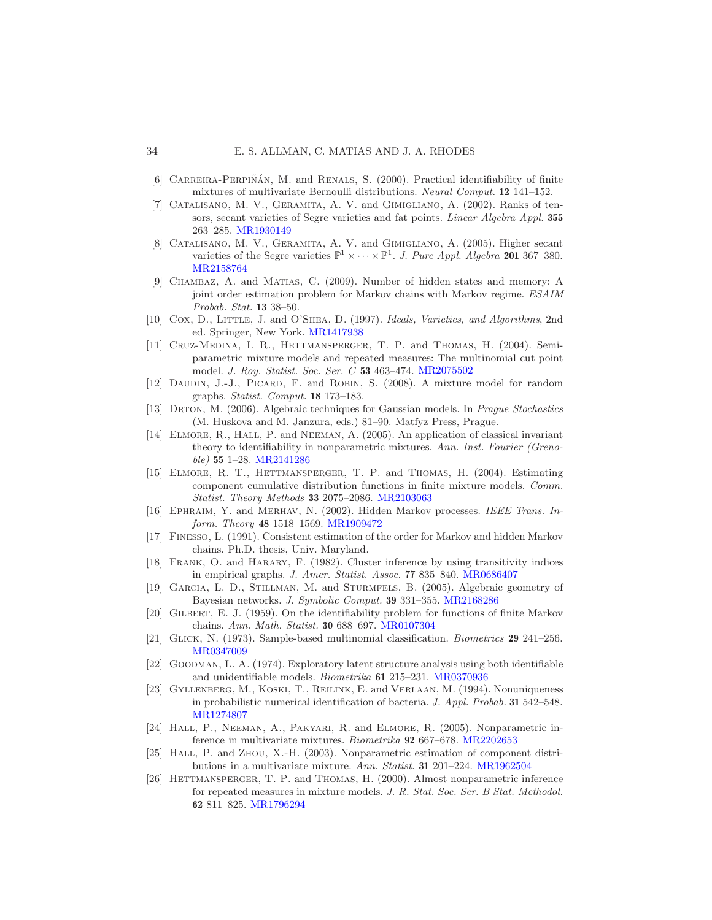[6] Carreira-Perpiñán, M. and Renals, S. (2000). Practical identifiability of finite mixtures of multivariate Bernoulli distributions. *Neural Comput.* **12** 141–152.

[7] Catalisano, M. V., Geramita, A. V. and Gimigliano, A. (2002). Ranks of tensors, secant varieties of Segre varieties and fat points. *Linear Algebra Appl.* **355** 263–285. MR1930149

[8] Catalisano, M. V., Geramita, A. V. and Gimigliano, A. (2005). Higher secant varieties of the Segre varieties $\mathbb{P}^1 \times \cdots \times \mathbb{P}^1$. *J. Pure Appl. Algebra* **201** 367–380. MR2158764

[9] Chambaz, A. and Matias, C. (2009). Number of hidden states and memory: A joint order estimation problem for Markov chains with Markov regime. *ESAIM Probab. Stat.* **13** 38–50.

[10] Cox, D., Little, J. and O'Shea, D. (1997). *Ideals, Varieties, and Algorithms*, 2nd ed. Springer, New York. MR1417938

[11] Cruz-Medina, I. R., Hettmansperger, T. P. and Thomas, H. (2004). Semiparametric mixture models and repeated measures: The multinomial cut point model. *J. Roy. Statist. Soc. Ser. C* **53** 463–474. MR2075502

[12] Daudin, J.-J., Picard, F. and Robin, S. (2008). A mixture model for random graphs. *Statist. Comput.* **18** 173–183.

[13] Drton, M. (2006). Algebraic techniques for Gaussian models. In *Prague Stochastics* (M. Huskova and M. Janzura, eds.) 81–90. Matfyz Press, Prague.

[14] Elmore, R., Hall, P. and Neeman, A. (2005). An application of classical invariant theory to identifiability in nonparametric mixtures. *Ann. Inst. Fourier (Grenoble)* **55** 1–28. MR2141286

[15] Elmore, R. T., Hettmansperger, T. P. and Thomas, H. (2004). Estimating component cumulative distribution functions in finite mixture models. *Comm. Statist. Theory Methods* **33** 2075–2086. MR2103063

[16] Ephraim, Y. and Merhav, N. (2002). Hidden Markov processes. *IEEE Trans. Inform. Theory* **48** 1518–1569. MR1909472

[17] Finesso, L. (1991). Consistent estimation of the order for Markov and hidden Markov chains. Ph.D. thesis, Univ. Maryland.

[18] Frank, O. and Harary, F. (1982). Cluster inference by using transitivity indices in empirical graphs. *J. Amer. Statist. Assoc.* **77** 835–840. MR0686407

[19] Garcia, L. D., Stillman, M. and Sturmfels, B. (2005). Algebraic geometry of Bayesian networks. *J. Symbolic Comput.* **39** 331–355. MR2168286

[20] Gilbert, E. J. (1959). On the identifiability problem for functions of finite Markov chains. *Ann. Math. Statist.* **30** 688–697. MR0107304

[21] Glick, N. (1973). Sample-based multinomial classification. *Biometrics* **29** 241–256. MR0347009

[22] Goodman, L. A. (1974). Exploratory latent structure analysis using both identifiable and unidentifiable models. *Biometrika* **61** 215–231. MR0370936

[23] Gyllenberg, M., Koski, T., Reilink, E. and Verlaan, M. (1994). Nonuniqueness in probabilistic numerical identification of bacteria. *J. Appl. Probab.* **31** 542–548. MR1274807

[24] Hall, P., Neeman, A., Pakyari, R. and Elmore, R. (2005). Nonparametric inference in multivariate mixtures. *Biometrika* **92** 667–678. MR2202653

[25] Hall, P. and Zhou, X.-H. (2003). Nonparametric estimation of component distributions in a multivariate mixture. *Ann. Statist.* **31** 201–224. MR1962504

[26] Hettmansperger, T. P. and Thomas, H. (2000). Almost nonparametric inference for repeated measures in mixture models. *J. R. Stat. Soc. Ser. B Stat. Methodol.* **62** 811–825. MR1796294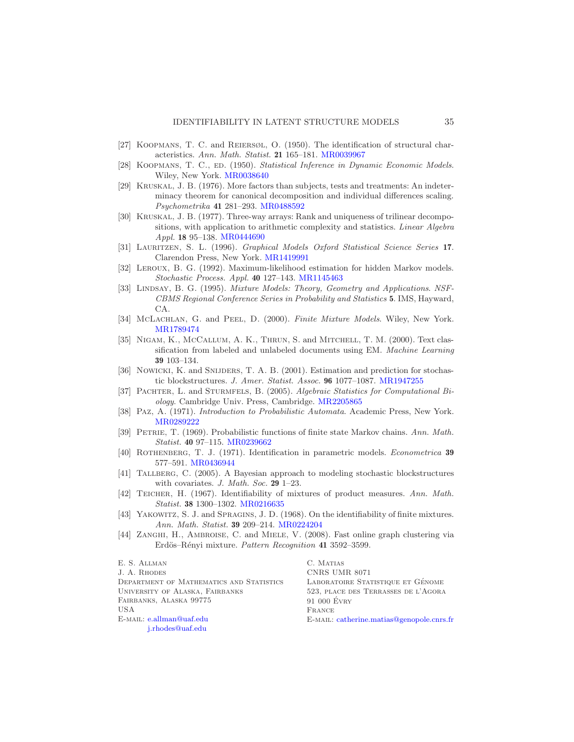[27] Koopmans, T. C. and Reiersøl, O. (1950). The identification of structural characteristics. *Ann. Math. Statist.* **21** 165–181. MR0039967

[28] Koopmans, T. C., ed. (1950). *Statistical Inference in Dynamic Economic Models*. Wiley, New York. MR0038640

[29] Kruskal, J. B. (1976). More factors than subjects, tests and treatments: An indeterminacy theorem for canonical decomposition and individual differences scaling. *Psychometrika* **41** 281–293. MR0488592

[30] Kruskal, J. B. (1977). Three-way arrays: Rank and uniqueness of trilinear decompositions, with application to arithmetic complexity and statistics. *Linear Algebra Appl.* **18** 95–138. MR0444690

[31] Lauritzen, S. L. (1996). *Graphical Models Oxford Statistical Science Series* **17**. Clarendon Press, New York. MR1419991

[32] Leroux, B. G. (1992). Maximum-likelihood estimation for hidden Markov models. *Stochastic Process. Appl.* **40** 127–143. MR1145463

[33] Lindsay, B. G. (1995). *Mixture Models: Theory, Geometry and Applications*. *NSF-CBMS Regional Conference Series in Probability and Statistics* **5**. IMS, Hayward, CA.

[34] McLachlan, G. and Peel, D. (2000). *Finite Mixture Models*. Wiley, New York. MR1789474

[35] Nigam, K., McCallum, A. K., Thrun, S. and Mitchell, T. M. (2000). Text classification from labeled and unlabeled documents using EM. *Machine Learning* **39** 103–134.

[36] Nowicki, K. and Snijders, T. A. B. (2001). Estimation and prediction for stochastic blockstructures. *J. Amer. Statist. Assoc.* **96** 1077–1087. MR1947255

[37] Pachter, L. and Sturmfels, B. (2005). *Algebraic Statistics for Computational Biology*. Cambridge Univ. Press, Cambridge. MR2205865

[38] Paz, A. (1971). *Introduction to Probabilistic Automata*. Academic Press, New York. MR0289222

[39] Petrie, T. (1969). Probabilistic functions of finite state Markov chains. *Ann. Math. Statist.* **40** 97–115. MR0239662

[40] Rothenberg, T. J. (1971). Identification in parametric models. *Econometrica* **39** 577–591. MR0436944

[41] Tallberg, C. (2005). A Bayesian approach to modeling stochastic blockstructures with covariates. *J. Math. Soc.* **29** 1–23.

[42] Teicher, H. (1967). Identifiability of mixtures of product measures. *Ann. Math. Statist.* **38** 1300–1302. MR0216635

[43] Yakowitz, S. J. and Spragins, J. D. (1968). On the identifiability of finite mixtures. *Ann. Math. Statist.* **39** 209–214. MR0224204

[44] Zanghi, H., Ambroise, C. and Miele, V. (2008). Fast online graph clustering via Erdös–Rényi mixture. *Pattern Recognition* **41** 3592–3599.

E. S. Allman
J. A. Rhodes
Department of Mathematics and Statistics
University of Alaska, Fairbanks
Fairbanks, Alaska 99775
USA
E-mail: e.allman@uaf.edu
j.rhodes@uaf.edu

C. Matias
CNRS UMR 8071
Laboratoire Statistique et Génome
523, place des Terrasses de l'Agora
91 000 Évry
France
E-mail: catherine.matias@genopole.cnrs.fr